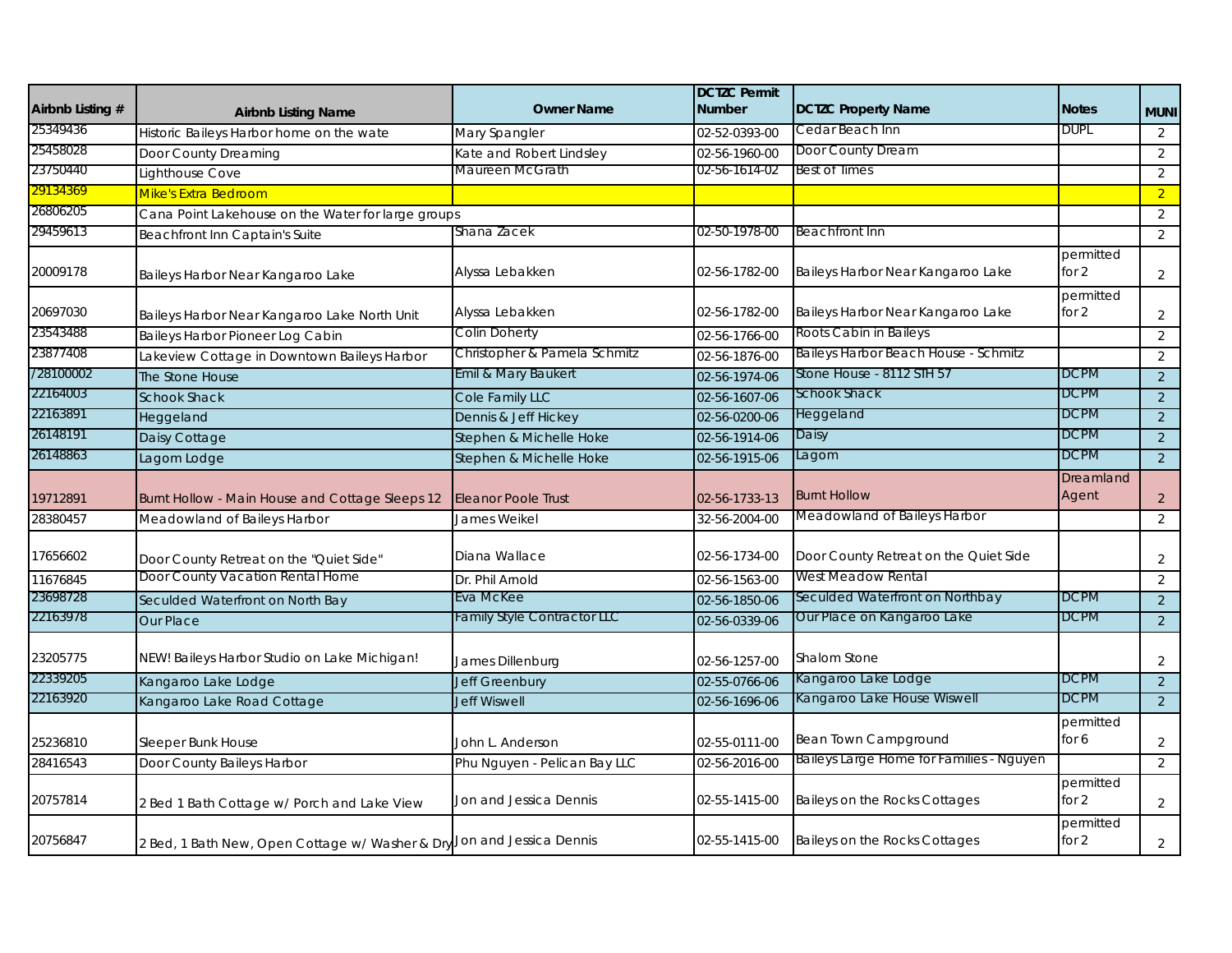| Airbnb Listing # | Airbnb Listing Name | Owner Name | DCTZC Permit Number | DCTZC Property Name | Notes | MUNI |
|---|---|---|---|---|---|---|
| 25349436 | Historic Baileys Harbor home on the wate | Mary Spangler | 02-52-0393-00 | Cedar Beach Inn | DUPL | 2 |
| 25458028 | Door County Dreaming | Kate and Robert Lindsley | 02-56-1960-00 | Door County Dream | | 2 |
| 23750440 | Lighthouse Cove | Maureen McGrath | 02-56-1614-02 | Best of Times | | 2 |
| 29134369 | Mike's Extra Bedroom | | | | | 2 |
| 26806205 | Cana Point Lakehouse on the Water for large groups | | | | | 2 |
| 29459613 | Beachfront Inn Captain's Suite | Shana Zacek | 02-50-1978-00 | Beachfront Inn | | 2 |
| 20009178 | Baileys Harbor Near Kangaroo Lake | Alyssa Lebakken | 02-56-1782-00 | Baileys Harbor Near Kangaroo Lake | permitted for 2 | 2 |
| 20697030 | Baileys Harbor Near Kangaroo Lake North Unit | Alyssa Lebakken | 02-56-1782-00 | Baileys Harbor Near Kangaroo Lake | permitted for 2 | 2 |
| 23543488 | Baileys Harbor Pioneer Log Cabin | Colin Doherty | 02-56-1766-00 | Roots Cabin in Baileys | | 2 |
| 23877408 | Lakeview Cottage in Downtown Baileys Harbor | Christopher & Pamela Schmitz | 02-56-1876-00 | Baileys Harbor Beach House - Schmitz | | 2 |
| 728100002 | The Stone House | Emil & Mary Baukert | 02-56-1974-06 | Stone House - 8112 STH 57 | DCPM | 2 |
| 22164003 | Schook Shack | Cole Family LLC | 02-56-1607-06 | Schook Shack | DCPM | 2 |
| 22163891 | Heggeland | Dennis & Jeff Hickey | 02-56-0200-06 | Heggeland | DCPM | 2 |
| 26148191 | Daisy Cottage | Stephen & Michelle Hoke | 02-56-1914-06 | Daisy | DCPM | 2 |
| 26148863 | Lagom Lodge | Stephen & Michelle Hoke | 02-56-1915-06 | Lagom | DCPM | 2 |
| 19712891 | Burnt Hollow - Main House and Cottage Sleeps 12 | Eleanor Poole Trust | 02-56-1733-13 | Burnt Hollow | Dreamland Agent | 2 |
| 28380457 | Meadowland of Baileys Harbor | James Weikel | 32-56-2004-00 | Meadowland of Baileys Harbor | | 2 |
| 17656602 | Door County Retreat on the "Quiet Side" | Diana Wallace | 02-56-1734-00 | Door County Retreat on the Quiet Side | | 2 |
| 11676845 | Door County Vacation Rental Home | Dr. Phil Arnold | 02-56-1563-00 | West Meadow Rental | | 2 |
| 23698728 | Seculded Waterfront on North Bay | Eva McKee | 02-56-1850-06 | Seculded Waterfront on Northbay | DCPM | 2 |
| 22163978 | Our Place | Family Style Contractor LLC | 02-56-0339-06 | Our Place on Kangaroo Lake | DCPM | 2 |
| 23205775 | NEW! Baileys Harbor Studio on Lake Michigan! | James Dillenburg | 02-56-1257-00 | Shalom Stone | | 2 |
| 22339205 | Kangaroo Lake Lodge | Jeff Greenbury | 02-55-0766-06 | Kangaroo Lake Lodge | DCPM | 2 |
| 22163920 | Kangaroo Lake Road Cottage | Jeff Wiswell | 02-56-1696-06 | Kangaroo Lake House Wiswell | DCPM | 2 |
| 25236810 | Sleeper Bunk House | John L. Anderson | 02-55-0111-00 | Bean Town Campground | permitted for 6 | 2 |
| 28416543 | Door County Baileys Harbor | Phu Nguyen - Pelican Bay LLC | 02-56-2016-00 | Baileys Large Home for Families - Nguyen | | 2 |
| 20757814 | 2 Bed 1 Bath Cottage w/ Porch and Lake View | Jon and Jessica Dennis | 02-55-1415-00 | Baileys on the Rocks Cottages | permitted for 2 | 2 |
| 20756847 | 2 Bed, 1 Bath New, Open Cottage w/ Washer & Dry | Jon and Jessica Dennis | 02-55-1415-00 | Baileys on the Rocks Cottages | permitted for 2 | 2 |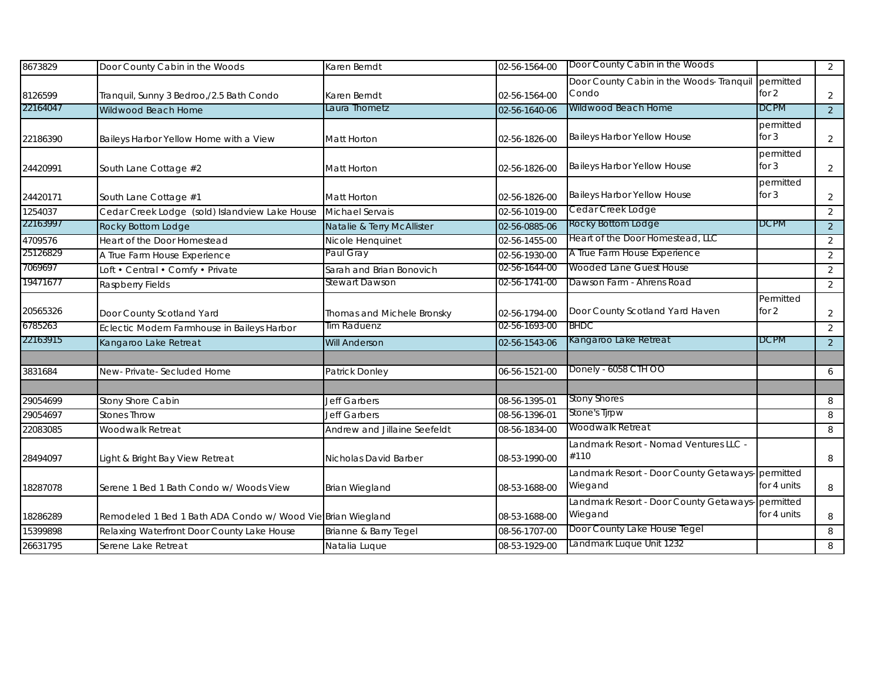| | | | | | | |
|---|---|---|---|---|---|---|
| 8673829 | Door County Cabin in the Woods | Karen Berndt | 02-56-1564-00 | Door County Cabin in the Woods | | 2 |
| 8126599 | Tranquil, Sunny 3 Bedroo,/2.5 Bath Condo | Karen Berndt | 02-56-1564-00 | Door County Cabin in the Woods- Tranquil Condo | permitted for 2 | 2 |
| 22164047 | Wildwood Beach Home | Laura Thometz | 02-56-1640-06 | Wildwood Beach Home | DCPM | 2 |
| 22186390 | Baileys Harbor Yellow Home with a View | Matt Horton | 02-56-1826-00 | Baileys Harbor Yellow House | permitted for 3 | 2 |
| 24420991 | South Lane Cottage #2 | Matt Horton | 02-56-1826-00 | Baileys Harbor Yellow House | permitted for 3 | 2 |
| 24420171 | South Lane Cottage #1 | Matt Horton | 02-56-1826-00 | Baileys Harbor Yellow House | permitted for 3 | 2 |
| 1254037 | Cedar Creek Lodge (sold) Islandview Lake House | Michael Servais | 02-56-1019-00 | Cedar Creek Lodge | | 2 |
| 22163997 | Rocky Bottom Lodge | Natalie & Terry McAllister | 02-56-0885-06 | Rocky Bottom Lodge | DCPM | 2 |
| 4709576 | Heart of the Door Homestead | Nicole Henquinet | 02-56-1455-00 | Heart of the Door Homestead, LLC | | 2 |
| 25126829 | A True Farm House Experience | Paul Gray | 02-56-1930-00 | A True Farm House Experience | | 2 |
| 7069697 | Loft • Central • Comfy • Private | Sarah and Brian Bonovich | 02-56-1644-00 | Wooded Lane Guest House | | 2 |
| 19471677 | Raspberry Fields | Stewart Dawson | 02-56-1741-00 | Dawson Farm - Ahrens Road | | 2 |
| 20565326 | Door County Scotland Yard | Thomas and Michele Bronsky | 02-56-1794-00 | Door County Scotland Yard Haven | Permitted for 2 | 2 |
| 6785263 | Eclectic Modern Farmhouse in Baileys Harbor | Tim Raduenz | 02-56-1693-00 | BHDC | | 2 |
| 22163915 | Kangaroo Lake Retreat | Will Anderson | 02-56-1543-06 | Kangaroo Lake Retreat | DCPM | 2 |
| | | | | | | |
| 3831684 | New- Private- Secluded Home | Patrick Donley | 06-56-1521-00 | Donely - 6058 CTH OO | | 6 |
| | | | | | | |
| 29054699 | Stony Shore Cabin | Jeff Garbers | 08-56-1395-01 | Stony Shores | | 8 |
| 29054697 | Stones Throw | Jeff Garbers | 08-56-1396-01 | Stone's Tjrpw | | 8 |
| 22083085 | Woodwalk Retreat | Andrew and Jillaine Seefeldt | 08-56-1834-00 | Woodwalk Retreat | | 8 |
| 28494097 | Light & Bright Bay View Retreat | Nicholas David Barber | 08-53-1990-00 | Landmark Resort - Nomad Ventures LLC - #110 | | 8 |
| 18287078 | Serene 1 Bed 1 Bath Condo w/ Woods View | Brian Wiegland | 08-53-1688-00 | Landmark Resort - Door County Getaways-Wiegand | permitted for 4 units | 8 |
| 18286289 | Remodeled 1 Bed 1 Bath ADA Condo w/ Wood Vie | Brian Wiegland | 08-53-1688-00 | Landmark Resort - Door County Getaways-Wiegand | permitted for 4 units | 8 |
| 15399898 | Relaxing Waterfront Door County Lake House | Brianne & Barry Tegel | 08-56-1707-00 | Door County Lake House Tegel | | 8 |
| 26631795 | Serene Lake Retreat | Natalia Luque | 08-53-1929-00 | Landmark Luque Unit 1232 | | 8 |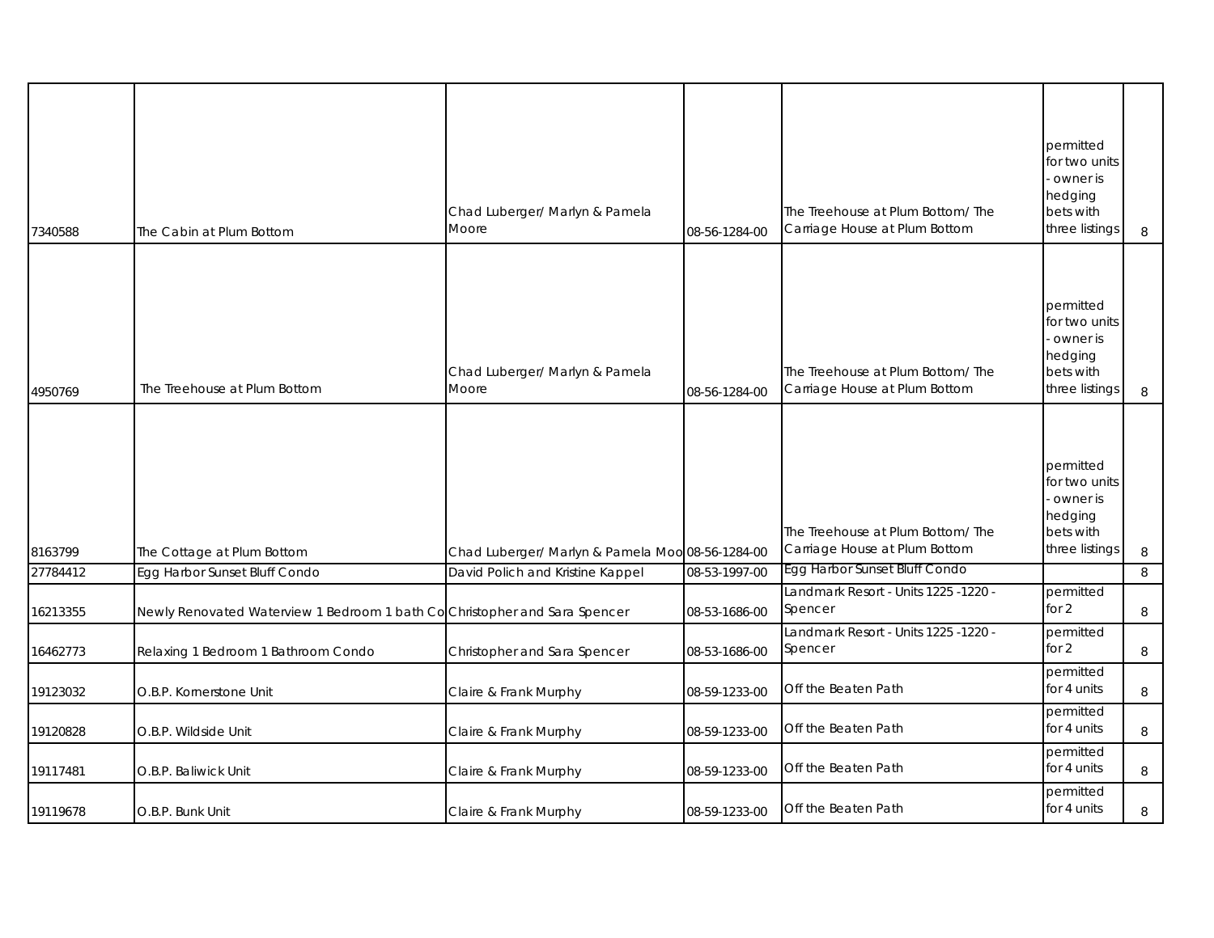| | | | | | | |
|---|---|---|---|---|---|---|
| 7340588 | The Cabin at Plum Bottom | Chad Luberger/ Marlyn & Pamela Moore | 08-56-1284-00 | The Treehouse at Plum Bottom/ The Carriage House at Plum Bottom | permitted for two units - owner is hedging bets with three listings | 8 |
| 4950769 | The Treehouse at Plum Bottom | Chad Luberger/ Marlyn & Pamela Moore | 08-56-1284-00 | The Treehouse at Plum Bottom/ The Carriage House at Plum Bottom | permitted for two units - owner is hedging bets with three listings | 8 |
| 8163799 | The Cottage at Plum Bottom | Chad Luberger/ Marlyn & Pamela Moo | 08-56-1284-00 | The Treehouse at Plum Bottom/ The Carriage House at Plum Bottom | permitted for two units - owner is hedging bets with three listings | 8 |
| 27784412 | Egg Harbor Sunset Bluff Condo | David Polich and Kristine Kappel | 08-53-1997-00 | Egg Harbor Sunset Bluff Condo | | 8 |
| 16213355 | Newly Renovated Waterview 1 Bedroom 1 bath Co | Christopher and Sara Spencer | 08-53-1686-00 | Landmark Resort - Units 1225 -1220 - Spencer | permitted for 2 | 8 |
| 16462773 | Relaxing 1 Bedroom 1 Bathroom Condo | Christopher and Sara Spencer | 08-53-1686-00 | Landmark Resort - Units 1225 -1220 - Spencer | permitted for 2 | 8 |
| 19123032 | O.B.P. Kornerstone Unit | Claire & Frank Murphy | 08-59-1233-00 | Off the Beaten Path | permitted for 4 units | 8 |
| 19120828 | O.B.P. Wildside Unit | Claire & Frank Murphy | 08-59-1233-00 | Off the Beaten Path | permitted for 4 units | 8 |
| 19117481 | O.B.P. Baliwick Unit | Claire & Frank Murphy | 08-59-1233-00 | Off the Beaten Path | permitted for 4 units | 8 |
| 19119678 | O.B.P. Bunk Unit | Claire & Frank Murphy | 08-59-1233-00 | Off the Beaten Path | permitted for 4 units | 8 |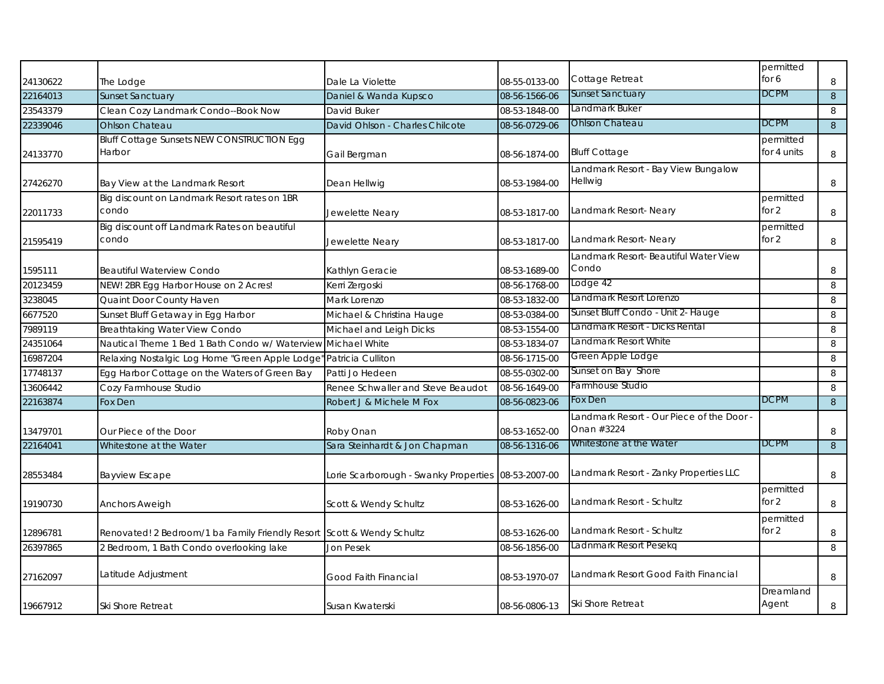| | | | | | | |
|---|---|---|---|---|---|---|
| 24130622 | The Lodge | Dale La Violette | 08-55-0133-00 | Cottage Retreat | permitted for 6 | 8 |
| 22164013 | Sunset Sanctuary | Daniel & Wanda Kupsco | 08-56-1566-06 | Sunset Sanctuary | DCPM | 8 |
| 23543379 | Clean Cozy Landmark Condo--Book Now | David Buker | 08-53-1848-00 | Landmark Buker | | 8 |
| 22339046 | Ohlson Chateau | David Ohlson - Charles Chilcote | 08-56-0729-06 | Ohlson Chateau | DCPM | 8 |
| 24133770 | Bluff Cottage Sunsets NEW CONSTRUCTION Egg Harbor | Gail Bergman | 08-56-1874-00 | Bluff Cottage | permitted for 4 units | 8 |
| 27426270 | Bay View at the Landmark Resort | Dean Hellwig | 08-53-1984-00 | Landmark Resort - Bay View Bungalow Hellwig | | 8 |
| 22011733 | Big discount on Landmark Resort rates on 1BR condo | Jewelette Neary | 08-53-1817-00 | Landmark Resort- Neary | permitted for 2 | 8 |
| 21595419 | Big discount off Landmark Rates on beautiful condo | Jewelette Neary | 08-53-1817-00 | Landmark Resort- Neary | permitted for 2 | 8 |
| 1595111 | Beautiful Waterview Condo | Kathlyn Geracie | 08-53-1689-00 | Landmark Resort- Beautiful Water View Condo | | 8 |
| 20123459 | NEW! 2BR Egg Harbor House on 2 Acres! | Kerri Zergoski | 08-56-1768-00 | Lodge 42 | | 8 |
| 3238045 | Quaint Door County Haven | Mark Lorenzo | 08-53-1832-00 | Landmark Resort Lorenzo | | 8 |
| 6677520 | Sunset Bluff Getaway in Egg Harbor | Michael & Christina Hauge | 08-53-0384-00 | Sunset Bluff Condo - Unit 2- Hauge | | 8 |
| 7989119 | Breathtaking Water View Condo | Michael and Leigh Dicks | 08-53-1554-00 | Landmark Resort - Dicks Rental | | 8 |
| 24351064 | Nautical Theme 1 Bed 1 Bath Condo w/ Waterview | Michael White | 08-53-1834-07 | Landmark Resort White | | 8 |
| 16987204 | Relaxing Nostalgic Log Home "Green Apple Lodge" | Patricia Culliton | 08-56-1715-00 | Green Apple Lodge | | 8 |
| 17748137 | Egg Harbor Cottage on the Waters of Green Bay | Patti Jo Hedeen | 08-55-0302-00 | Sunset on Bay Shore | | 8 |
| 13606442 | Cozy Farmhouse Studio | Renee Schwaller and Steve Beaudot | 08-56-1649-00 | Farmhouse Studio | | 8 |
| 22163874 | Fox Den | Robert J & Michele M Fox | 08-56-0823-06 | Fox Den | DCPM | 8 |
| 13479701 | Our Piece of the Door | Roby Onan | 08-53-1652-00 | Landmark Resort - Our Piece of the Door - Onan #3224 | | 8 |
| 22164041 | Whitestone at the Water | Sara Steinhardt & Jon Chapman | 08-56-1316-06 | Whitestone at the Water | DCPM | 8 |
| 28553484 | Bayview Escape | Lorie Scarborough - Swanky Properties | 08-53-2007-00 | Landmark Resort - Zanky Properties LLC | | 8 |
| 19190730 | Anchors Aweigh | Scott & Wendy Schultz | 08-53-1626-00 | Landmark Resort - Schultz | permitted for 2 | 8 |
| 12896781 | Renovated! 2 Bedroom/1 ba Family Friendly Resort | Scott & Wendy Schultz | 08-53-1626-00 | Landmark Resort - Schultz | permitted for 2 | 8 |
| 26397865 | 2 Bedroom, 1 Bath Condo overlooking lake | Jon Pesek | 08-56-1856-00 | Ladnmark Resort Pesekq | | 8 |
| 27162097 | Latitude Adjustment | Good Faith Financial | 08-53-1970-07 | Landmark Resort Good Faith Financial | | 8 |
| 19667912 | Ski Shore Retreat | Susan Kwaterski | 08-56-0806-13 | Ski Shore Retreat | Dreamland Agent | 8 |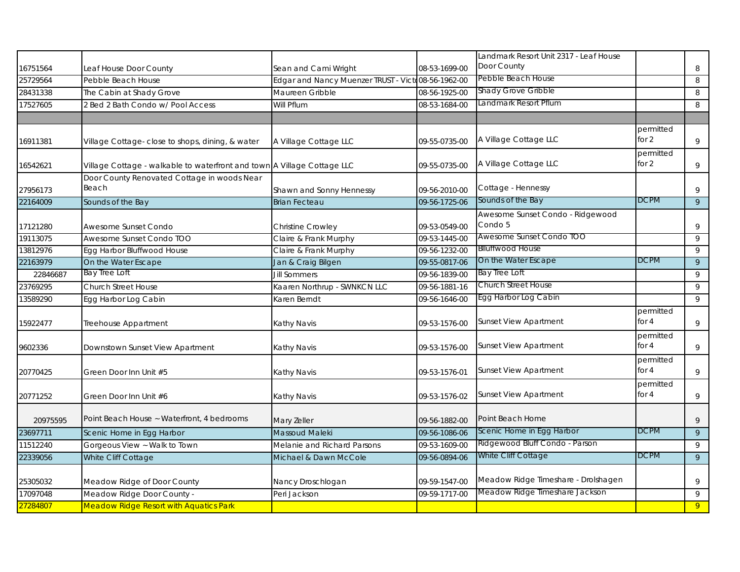| | | | | | | |
|---|---|---|---|---|---|---|
| 16751564 | Leaf House Door County | Sean and Carni Wright | 08-53-1699-00 | Landmark Resort Unit 2317 - Leaf House Door County | | 8 |
| 25729564 | Pebble Beach House | Edgar and Nancy Muenzer TRUST - Victo | 08-56-1962-00 | Pebble Beach House | | 8 |
| 28431338 | The Cabin at Shady Grove | Maureen Gribble | 08-56-1925-00 | Shady Grove Gribble | | 8 |
| 17527605 | 2 Bed 2 Bath Condo w/ Pool Access | Will Pflum | 08-53-1684-00 | Landmark Resort Pflum | | 8 |
| | | | | | | |
| 16911381 | Village Cottage- close to shops, dining, & water | A Village Cottage LLC | 09-55-0735-00 | A Village Cottage LLC | permitted for 2 | 9 |
| 16542621 | Village Cottage - walkable to waterfront and town | A Village Cottage LLC | 09-55-0735-00 | A Village Cottage LLC | permitted for 2 | 9 |
| 27956173 | Door County Renovated Cottage in woods Near Beach | Shawn and Sonny Hennessy | 09-56-2010-00 | Cottage - Hennessy | | 9 |
| 22164009 | Sounds of the Bay | Brian Fecteau | 09-56-1725-06 | Sounds of the Bay | DCPM | 9 |
| 17121280 | Awesome Sunset Condo | Christine Crowley | 09-53-0549-00 | Awesome Sunset Condo - Ridgewood Condo 5 | | 9 |
| 19113075 | Awesome Sunset Condo TOO | Claire & Frank Murphy | 09-53-1445-00 | Awesome Sunset Condo TOO | | 9 |
| 13812976 | Egg Harbor Bluffwood House | Claire & Frank Murphy | 09-56-1232-00 | Blluffwood House | | 9 |
| 22163979 | On the Water Escape | Jan & Craig Bilgen | 09-55-0817-06 | On the Water Escape | DCPM | 9 |
| 22846687 | Bay Tree Loft | Jill Sommers | 09-56-1839-00 | Bay Tree Loft | | 9 |
| 23769295 | Church Street House | Kaaren Northrup - SWNKCN LLC | 09-56-1881-16 | Church Street House | | 9 |
| 13589290 | Egg Harbor Log Cabin | Karen Berndt | 09-56-1646-00 | Egg Harbor Log Cabin | | 9 |
| 15922477 | Treehouse Appartment | Kathy Navis | 09-53-1576-00 | Sunset View Apartment | permitted for 4 | 9 |
| 9602336 | Downtown Sunset View Apartment | Kathy Navis | 09-53-1576-00 | Sunset View Apartment | permitted for 4 | 9 |
| 20770425 | Green Door Inn Unit #5 | Kathy Navis | 09-53-1576-01 | Sunset View Apartment | permitted for 4 | 9 |
| 20771252 | Green Door Inn Unit #6 | Kathy Navis | 09-53-1576-02 | Sunset View Apartment | permitted for 4 | 9 |
| 20975595 | Point Beach House ~ Waterfront, 4 bedrooms | Mary Zeller | 09-56-1882-00 | Point Beach Home | | 9 |
| 23697711 | Scenic Home in Egg Harbor | Massoud Maleki | 09-56-1086-06 | Scenic Home in Egg Harbor | DCPM | 9 |
| 11512240 | Gorgeous View ~ Walk to Town | Melanie and Richard Parsons | 09-53-1609-00 | Ridgewood Bluff Condo - Parson | | 9 |
| 22339056 | White Cliff Cottage | Michael & Dawn McCole | 09-56-0894-06 | White Cliff Cottage | DCPM | 9 |
| 25305032 | Meadow Ridge of Door County | Nancy Droschlogan | 09-59-1547-00 | Meadow Ridge Timeshare - Drolshagen | | 9 |
| 17097048 | Meadow Ridge Door County - | Peri Jackson | 09-59-1717-00 | Meadow Ridge Timeshare Jackson | | 9 |
| 27284807 | Meadow Ridge Resort with Aquatics Park | | | | | 9 |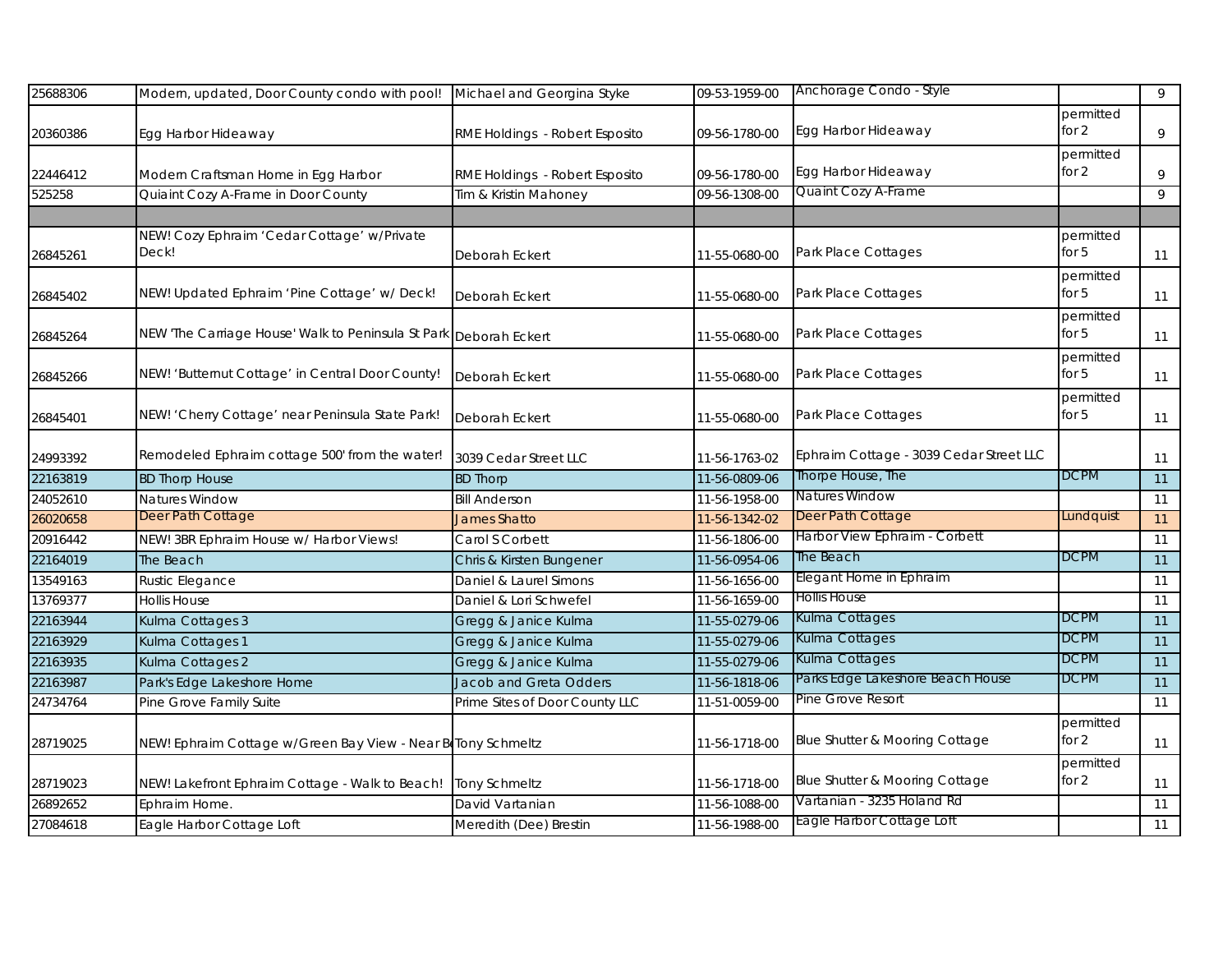| | | | | | | |
|---|---|---|---|---|---|---|
| 25688306 | Modern, updated, Door County condo with pool! | Michael and Georgina Styke | 09-53-1959-00 | Anchorage Condo - Style | | 9 |
| 20360386 | Egg Harbor Hideaway | RME Holdings - Robert Esposito | 09-56-1780-00 | Egg Harbor Hideaway | permitted for 2 | 9 |
| 22446412 | Modern Craftsman Home in Egg Harbor | RME Holdings - Robert Esposito | 09-56-1780-00 | Egg Harbor Hideaway | permitted for 2 | 9 |
| 525258 | Quiaint Cozy A-Frame in Door County | Tim & Kristin Mahoney | 09-56-1308-00 | Quaint Cozy A-Frame | | 9 |
| | | | | | | |
| 26845261 | NEW! Cozy Ephraim 'Cedar Cottage' w/Private Deck! | Deborah Eckert | 11-55-0680-00 | Park Place Cottages | permitted for 5 | 11 |
| 26845402 | NEW! Updated Ephraim 'Pine Cottage' w/ Deck! | Deborah Eckert | 11-55-0680-00 | Park Place Cottages | permitted for 5 | 11 |
| 26845264 | NEW 'The Carriage House' Walk to Peninsula St Park | Deborah Eckert | 11-55-0680-00 | Park Place Cottages | permitted for 5 | 11 |
| 26845266 | NEW! 'Butternut Cottage' in Central Door County! | Deborah Eckert | 11-55-0680-00 | Park Place Cottages | permitted for 5 | 11 |
| 26845401 | NEW! 'Cherry Cottage' near Peninsula State Park! | Deborah Eckert | 11-55-0680-00 | Park Place Cottages | permitted for 5 | 11 |
| 24993392 | Remodeled Ephraim cottage 500' from the water! | 3039 Cedar Street LLC | 11-56-1763-02 | Ephraim Cottage - 3039 Cedar Street LLC | | 11 |
| 22163819 | BD Thorp House | BD Thorp | 11-56-0809-06 | Thorpe House, The | DCPM | 11 |
| 24052610 | Natures Window | Bill Anderson | 11-56-1958-00 | Natures Window | | 11 |
| 26020658 | Deer Path Cottage | James Shatto | 11-56-1342-02 | Deer Path Cottage | Lundquist | 11 |
| 20916442 | NEW! 3BR Ephraim House w/ Harbor Views! | Carol S Corbett | 11-56-1806-00 | Harbor View Ephraim - Corbett | | 11 |
| 22164019 | The Beach | Chris & Kirsten Bungener | 11-56-0954-06 | The Beach | DCPM | 11 |
| 13549163 | Rustic Elegance | Daniel & Laurel Simons | 11-56-1656-00 | Elegant Home in Ephraim | | 11 |
| 13769377 | Hollis House | Daniel & Lori Schwefel | 11-56-1659-00 | Hollis House | | 11 |
| 22163944 | Kulma Cottages 3 | Gregg & Janice Kulma | 11-55-0279-06 | Kulma Cottages | DCPM | 11 |
| 22163929 | Kulma Cottages 1 | Gregg & Janice Kulma | 11-55-0279-06 | Kulma Cottages | DCPM | 11 |
| 22163935 | Kulma Cottages 2 | Gregg & Janice Kulma | 11-55-0279-06 | Kulma Cottages | DCPM | 11 |
| 22163987 | Park's Edge Lakeshore Home | Jacob and Greta Odders | 11-56-1818-06 | Parks Edge Lakeshore Beach House | DCPM | 11 |
| 24734764 | Pine Grove Family Suite | Prime Sites of Door County LLC | 11-51-0059-00 | Pine Grove Resort | | 11 |
| 28719025 | NEW! Ephraim Cottage w/Green Bay View - Near Be | Tony Schmeltz | 11-56-1718-00 | Blue Shutter & Mooring Cottage | permitted for 2 | 11 |
| 28719023 | NEW! Lakefront Ephraim Cottage - Walk to Beach! | Tony Schmeltz | 11-56-1718-00 | Blue Shutter & Mooring Cottage | permitted for 2 | 11 |
| 26892652 | Ephraim Home. | David Vartanian | 11-56-1088-00 | Vartanian - 3235 Holand Rd | | 11 |
| 27084618 | Eagle Harbor Cottage Loft | Meredith (Dee) Brestin | 11-56-1988-00 | Eagle Harbor Cottage Loft | | 11 |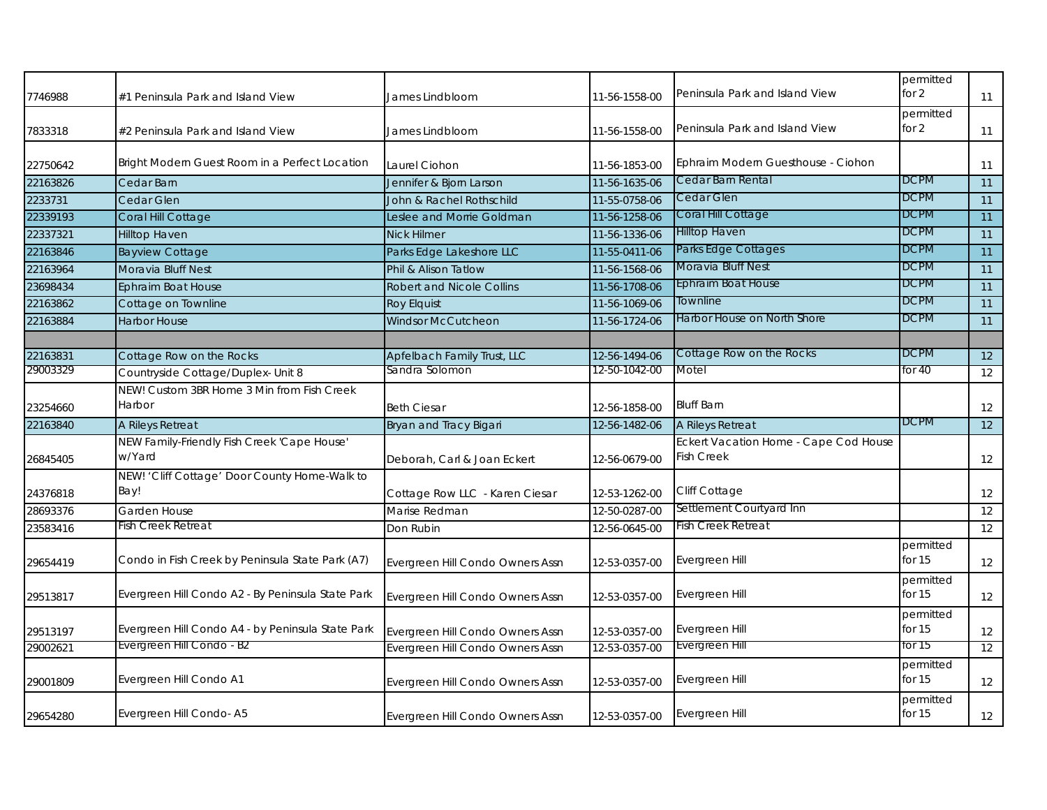| | | | | | | |
|---|---|---|---|---|---|---|
| 7746988 | #1 Peninsula Park and Island View | James Lindbloom | 11-56-1558-00 | Peninsula Park and Island View | permitted for 2 | 11 |
| 7833318 | #2 Peninsula Park and Island View | James Lindbloom | 11-56-1558-00 | Peninsula Park and Island View | permitted for 2 | 11 |
| 22750642 | Bright Modern Guest Room in a Perfect Location | Laurel Ciohon | 11-56-1853-00 | Ephraim Modern Guesthouse - Ciohon | | 11 |
| 22163826 | Cedar Barn | Jennifer & Bjorn Larson | 11-56-1635-06 | Cedar Barn Rental | DCPM | 11 |
| 2233731 | Cedar Glen | John & Rachel Rothschild | 11-55-0758-06 | Cedar Glen | DCPM | 11 |
| 22339193 | Coral Hill Cottage | Leslee and Morrie Goldman | 11-56-1258-06 | Coral Hill Cottage | DCPM | 11 |
| 22337321 | Hilltop Haven | Nick Hilmer | 11-56-1336-06 | Hilltop Haven | DCPM | 11 |
| 22163846 | Bayview Cottage | Parks Edge Lakeshore LLC | 11-55-0411-06 | Parks Edge Cottages | DCPM | 11 |
| 22163964 | Moravia Bluff Nest | Phil & Alison Tatlow | 11-56-1568-06 | Moravia Bluff Nest | DCPM | 11 |
| 23698434 | Ephraim Boat House | Robert and Nicole Collins | 11-56-1708-06 | Ephraim Boat House | DCPM | 11 |
| 22163862 | Cottage on Townline | Roy Elquist | 11-56-1069-06 | Townline | DCPM | 11 |
| 22163884 | Harbor House | Windsor McCutcheon | 11-56-1724-06 | Harbor House on North Shore | DCPM | 11 |
| | | | | | | |
| 22163831 | Cottage Row on the Rocks | Apfelbach Family Trust, LLC | 12-56-1494-06 | Cottage Row on the Rocks | DCPM | 12 |
| 29003329 | Countryside Cottage/Duplex- Unit 8 | Sandra Solomon | 12-50-1042-00 | Motel | for 40 | 12 |
| 23254660 | NEW! Custom 3BR Home 3 Min from Fish Creek Harbor | Beth Ciesar | 12-56-1858-00 | Bluff Barn | | 12 |
| 22163840 | A Rileys Retreat | Bryan and Tracy Bigari | 12-56-1482-06 | A Rileys Retreat | DCPM | 12 |
| 26845405 | NEW Family-Friendly Fish Creek 'Cape House' w/Yard | Deborah, Carl & Joan Eckert | 12-56-0679-00 | Eckert Vacation Home - Cape Cod House Fish Creek | | 12 |
| 24376818 | NEW! 'Cliff Cottage' Door County Home-Walk to Bay! | Cottage Row LLC - Karen Ciesar | 12-53-1262-00 | Cliff Cottage | | 12 |
| 28693376 | Garden House | Marise Redman | 12-50-0287-00 | Settlement Courtyard Inn | | 12 |
| 23583416 | Fish Creek Retreat | Don Rubin | 12-56-0645-00 | Fish Creek Retreat | | 12 |
| 29654419 | Condo in Fish Creek by Peninsula State Park (A7) | Evergreen Hill Condo Owners Assn | 12-53-0357-00 | Evergreen Hill | permitted for 15 | 12 |
| 29513817 | Evergreen Hill Condo A2 - By Peninsula State Park | Evergreen Hill Condo Owners Assn | 12-53-0357-00 | Evergreen Hill | permitted for 15 | 12 |
| 29513197 | Evergreen Hill Condo A4 - by Peninsula State Park | Evergreen Hill Condo Owners Assn | 12-53-0357-00 | Evergreen Hill | permitted for 15 | 12 |
| 29002621 | Evergreen Hill Condo - B2 | Evergreen Hill Condo Owners Assn | 12-53-0357-00 | Evergreen Hill | for 15 | 12 |
| 29001809 | Evergreen Hill Condo A1 | Evergreen Hill Condo Owners Assn | 12-53-0357-00 | Evergreen Hill | permitted for 15 | 12 |
| 29654280 | Evergreen Hill Condo- A5 | Evergreen Hill Condo Owners Assn | 12-53-0357-00 | Evergreen Hill | permitted for 15 | 12 |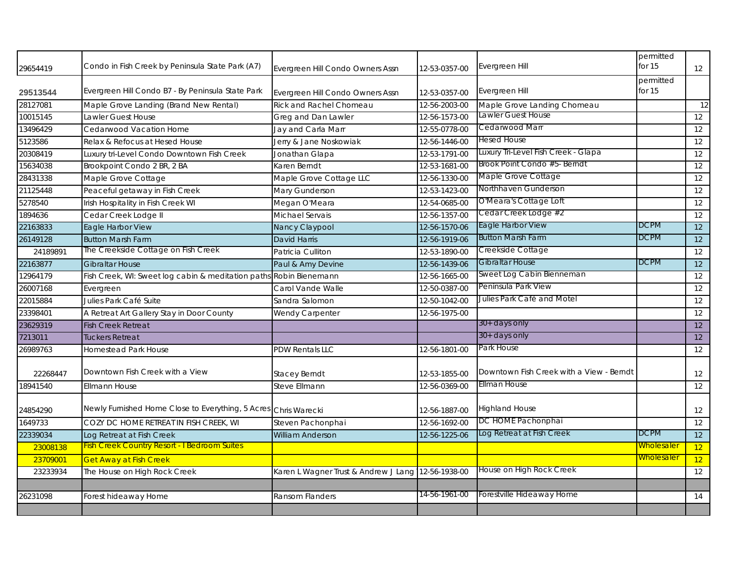| | | | | | | |
|---|---|---|---|---|---|---|
| 29654419 | Condo in Fish Creek by Peninsula State Park (A7) | Evergreen Hill Condo Owners Assn | 12-53-0357-00 | Evergreen Hill | permitted for 15 | 12 |
| 29513544 | Evergreen Hill Condo B7 - By Peninsula State Park | Evergreen Hill Condo Owners Assn | 12-53-0357-00 | Evergreen Hill | permitted for 15 | |
| 28127081 | Maple Grove Landing (Brand New Rental) | Rick and Rachel Chomeau | 12-56-2003-00 | Maple Grove Landing Chomeau | | 12 |
| 10015145 | Lawler Guest House | Greg and Dan Lawler | 12-56-1573-00 | Lawler Guest House | | 12 |
| 13496429 | Cedarwood Vacation Home | Jay and Carla Marr | 12-55-0778-00 | Cedarwood Marr | | 12 |
| 5123586 | Relax & Refocus at Hesed House | Jerry & Jane Noskowiak | 12-56-1446-00 | Hesed House | | 12 |
| 20308419 | Luxury tri-Level Condo Downtown Fish Creek | Jonathan Glapa | 12-53-1791-00 | Luxury Tri-Level Fish Creek - Glapa | | 12 |
| 15634038 | Brookpoint Condo 2 BR, 2 BA | Karen Berndt | 12-53-1681-00 | Brook Point Condo #5- Berndt | | 12 |
| 28431338 | Maple Grove Cottage | Maple Grove Cottage LLC | 12-56-1330-00 | Maple Grove Cottage | | 12 |
| 21125448 | Peaceful getaway in Fish Creek | Mary Gunderson | 12-53-1423-00 | Northhaven Gunderson | | 12 |
| 5278540 | Irish Hospitality in Fish Creek WI | Megan O'Meara | 12-54-0685-00 | O'Meara's Cottage Loft | | 12 |
| 1894636 | Cedar Creek Lodge II | Michael Servais | 12-56-1357-00 | Cedar Creek Lodge #2 | | 12 |
| 22163833 | Eagle Harbor View | Nancy Claypool | 12-56-1570-06 | Eagle Harbor View | DCPM | 12 |
| 26149128 | Button Marsh Farm | David Harris | 12-56-1919-06 | Button Marsh Farm | DCPM | 12 |
| 24189891 | The Creekside Cottage on Fish Creek | Patricia Culliton | 12-53-1890-00 | Creekside Cottage | | 12 |
| 22163877 | Gibraltar House | Paul & Amy Devine | 12-56-1439-06 | Gibraltar House | DCPM | 12 |
| 12964179 | Fish Creek, WI: Sweet log cabin & meditation paths | Robin Bienemann | 12-56-1665-00 | Sweet Log Cabin Bienneman | | 12 |
| 26007168 | Evergreen | Carol Vande Walle | 12-50-0387-00 | Peninsula Park View | | 12 |
| 22015884 | Julies Park Café Suite | Sandra Salomon | 12-50-1042-00 | Julies Park Café and Motel | | 12 |
| 23398401 | A Retreat Art Gallery Stay in Door County | Wendy Carpenter | 12-56-1975-00 | | | 12 |
| 23629319 | Fish Creek Retreat | | | 30+ days only | | 12 |
| 7213011 | Tuckers Retreat | | | 30+ days only | | 12 |
| 26989763 | Homestead Park House | PDW Rentals LLC | 12-56-1801-00 | Park House | | 12 |
| 22268447 | Downtown Fish Creek with a View | Stacey Berndt | 12-53-1855-00 | Downtown Fish Creek with a View - Berndt | | 12 |
| 18941540 | Ellmann House | Steve Ellmann | 12-56-0369-00 | Ellman House | | 12 |
| 24854290 | Newly Furnished Home Close to Everything, 5 Acres | Chris Warecki | 12-56-1887-00 | Highland House | | 12 |
| 1649733 | COZY DC HOME RETREAT IN FISH CREEK, WI | Steven Pachonphai | 12-56-1692-00 | DC HOME Pachonphai | | 12 |
| 22339034 | Log Retreat at Fish Creek | William Anderson | 12-56-1225-06 | Log Retreat at Fish Creek | DCPM | 12 |
| 23008138 | Fish Creek Country Resort - I Bedroom Suites | | | | Wholesaler | 12 |
| 23709001 | Get Away at Fish Creek | | | | Wholesaler | 12 |
| 23233934 | The House on High Rock Creek | Karen L Wagner Trust & Andrew J Lang | 12-56-1938-00 | House on High Rock Creek | | 12 |
| | | | | | | |
| 26231098 | Forest hideaway Home | Ransom Flanders | 14-56-1961-00 | Forestville Hideaway Home | | 14 |
| | | | | | | |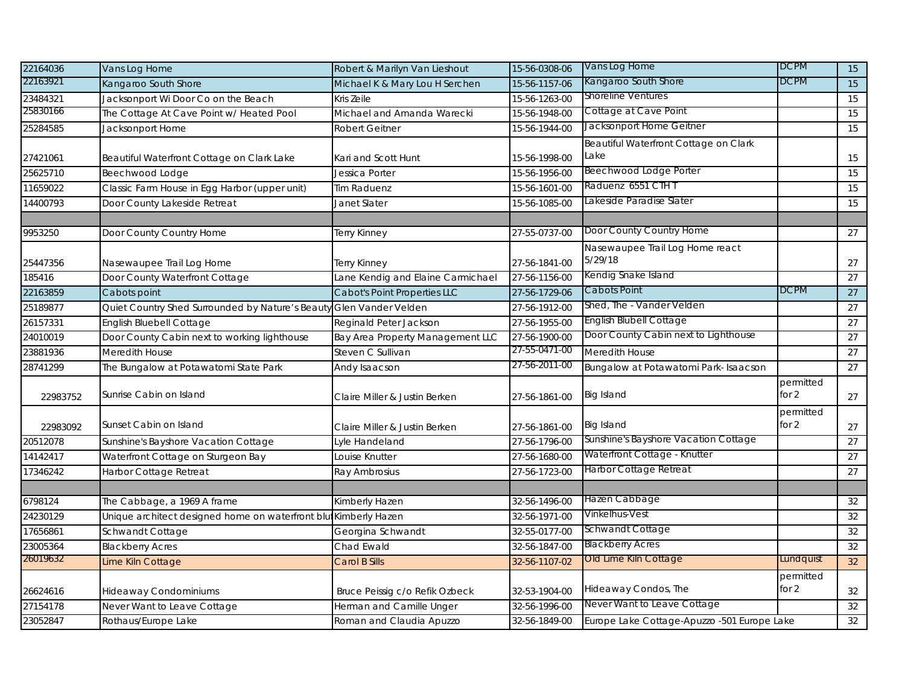| | | | | | | |
|---|---|---|---|---|---|---|
| 22164036 | Vans Log Home | Robert & Marilyn Van Lieshout | 15-56-0308-06 | Vans Log Home | DCPM | 15 |
| 22163921 | Kangaroo South Shore | Michael K & Mary Lou H Serchen | 15-56-1157-06 | Kangaroo South Shore | DCPM | 15 |
| 23484321 | Jacksonport Wi Door Co on the Beach | Kris Zeile | 15-56-1263-00 | Shoreline Ventures | | 15 |
| 25830166 | The Cottage At Cave Point w/ Heated Pool | Michael and Amanda Warecki | 15-56-1948-00 | Cottage at Cave Point | | 15 |
| 25284585 | Jacksonport Home | Robert Geitner | 15-56-1944-00 | Jacksonport Home Geitner | | 15 |
| 27421061 | Beautiful Waterfront Cottage on Clark Lake | Kari and Scott Hunt | 15-56-1998-00 | Beautiful Waterfront Cottage on Clark Lake | | 15 |
| 25625710 | Beechwood Lodge | Jessica Porter | 15-56-1956-00 | Beechwood Lodge Porter | | 15 |
| 11659022 | Classic Farm House in Egg Harbor (upper unit) | Tim Raduenz | 15-56-1601-00 | Raduenz 6551 CTH T | | 15 |
| 14400793 | Door County Lakeside Retreat | Janet Slater | 15-56-1085-00 | Lakeside Paradise Slater | | 15 |
| | | | | | | |
| 9953250 | Door County Country Home | Terry Kinney | 27-55-0737-00 | Door County Country Home | | 27 |
| 25447356 | Nasewaupee Trail Log Home | Terry Kinney | 27-56-1841-00 | Nasewaupee Trail Log Home react 5/29/18 | | 27 |
| 185416 | Door County Waterfront Cottage | Lane Kendig and Elaine Carmichael | 27-56-1156-00 | Kendig Snake Island | | 27 |
| 22163859 | Cabots point | Cabot's Point Properties LLC | 27-56-1729-06 | Cabots Point | DCPM | 27 |
| 25189877 | Quiet Country Shed Surrounded by Nature's Beauty | Glen Vander Velden | 27-56-1912-00 | Shed, The - Vander Velden | | 27 |
| 26157331 | English Bluebell Cottage | Reginald Peter Jackson | 27-56-1955-00 | English Blubell Cottage | | 27 |
| 24010019 | Door County Cabin next to working lighthouse | Bay Area Property Management LLC | 27-56-1900-00 | Door County Cabin next to Lighthouse | | 27 |
| 23881936 | Meredith House | Steven C Sullivan | 27-55-0471-00 | Meredith House | | 27 |
| 28741299 | The Bungalow at Potawatomi State Park | Andy Isaacson | 27-56-2011-00 | Bungalow at Potawatomi Park- Isaacson | | 27 |
| 22983752 | Sunrise Cabin on Island | Claire Miller & Justin Berken | 27-56-1861-00 | Big Island | permitted for 2 | 27 |
| 22983092 | Sunset Cabin on Island | Claire Miller & Justin Berken | 27-56-1861-00 | Big Island | permitted for 2 | 27 |
| 20512078 | Sunshine's Bayshore Vacation Cottage | Lyle Handeland | 27-56-1796-00 | Sunshine's Bayshore Vacation Cottage | | 27 |
| 14142417 | Waterfront Cottage on Sturgeon Bay | Louise Knutter | 27-56-1680-00 | Waterfront Cottage - Knutter | | 27 |
| 17346242 | Harbor Cottage Retreat | Ray Ambrosius | 27-56-1723-00 | Harbor Cottage Retreat | | 27 |
| | | | | | | |
| 6798124 | The Cabbage, a 1969 A frame | Kimberly Hazen | 32-56-1496-00 | Hazen Cabbage | | 32 |
| 24230129 | Unique architect designed home on waterfront blu | Kimberly Hazen | 32-56-1971-00 | Vinkelhus-Vest | | 32 |
| 17656861 | Schwandt Cottage | Georgina Schwandt | 32-55-0177-00 | Schwandt Cottage | | 32 |
| 23005364 | Blackberry Acres | Chad Ewald | 32-56-1847-00 | Blackberry Acres | | 32 |
| 26019632 | Lime Kiln Cottage | Carol B Sills | 32-56-1107-02 | Old Lime Kiln Cottage | Lundquist | 32 |
| 26624616 | Hideaway Condominiums | Bruce Peissig c/o Refik Ozbeck | 32-53-1904-00 | Hideaway Condos, The | permitted for 2 | 32 |
| 27154178 | Never Want to Leave Cottage | Herman and Camille Unger | 32-56-1996-00 | Never Want to Leave Cottage | | 32 |
| 23052847 | Rothaus/Europe Lake | Roman and Claudia Apuzzo | 32-56-1849-00 | Europe Lake Cottage-Apuzzo -501 Europe Lake | | 32 |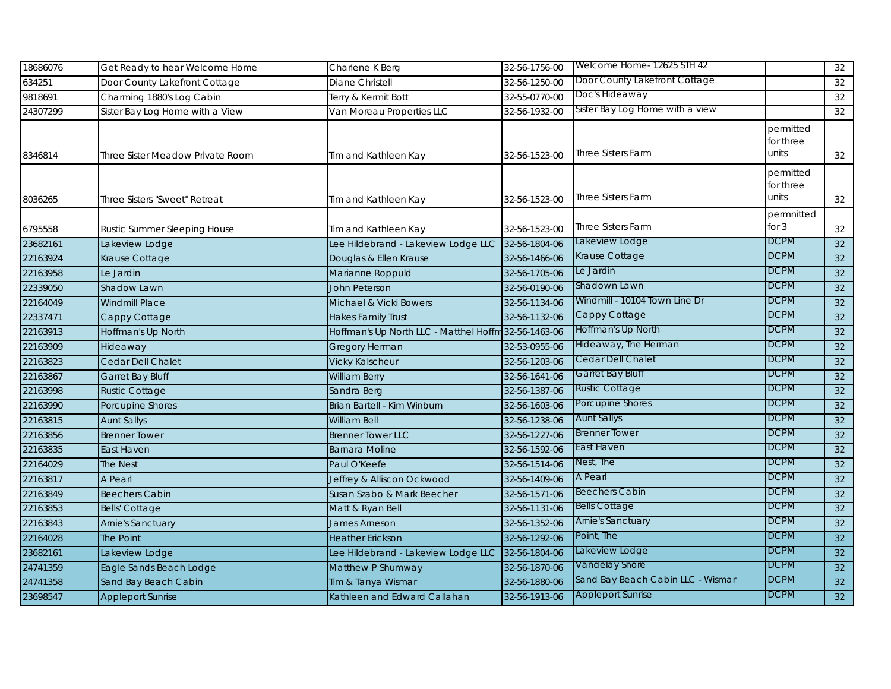| | | | | | | |
|---|---|---|---|---|---|---|
| 18686076 | Get Ready to hear Welcome Home | Charlene K Berg | 32-56-1756-00 | Welcome Home- 12625 STH 42 | | 32 |
| 634251 | Door County Lakefront Cottage | Diane Christell | 32-56-1250-00 | Door County Lakefront Cottage | | 32 |
| 9818691 | Charming 1880's Log Cabin | Terry & Kermit Bott | 32-55-0770-00 | Doc's Hideaway | | 32 |
| 24307299 | Sister Bay Log Home with a View | Van Moreau Properties LLC | 32-56-1932-00 | Sister Bay Log Home with a view | | 32 |
| 8346814 | Three Sister Meadow Private Room | Tim and Kathleen Kay | 32-56-1523-00 | Three Sisters Farm | permitted for three units | 32 |
| 8036265 | Three Sisters "Sweet" Retreat | Tim and Kathleen Kay | 32-56-1523-00 | Three Sisters Farm | permitted for three units | 32 |
| 6795558 | Rustic Summer Sleeping House | Tim and Kathleen Kay | 32-56-1523-00 | Three Sisters Farm | permnitted for 3 | 32 |
| 23682161 | Lakeview Lodge | Lee Hildebrand - Lakeview Lodge LLC | 32-56-1804-06 | Lakeview Lodge | DCPM | 32 |
| 22163924 | Krause Cottage | Douglas & Ellen Krause | 32-56-1466-06 | Krause Cottage | DCPM | 32 |
| 22163958 | Le Jardin | Marianne Roppuld | 32-56-1705-06 | Le Jardin | DCPM | 32 |
| 22339050 | Shadow Lawn | John Peterson | 32-56-0190-06 | Shadown Lawn | DCPM | 32 |
| 22164049 | Windmill Place | Michael & Vicki Bowers | 32-56-1134-06 | Windmill - 10104 Town Line Dr | DCPM | 32 |
| 22337471 | Cappy Cottage | Hakes Family Trust | 32-56-1132-06 | Cappy Cottage | DCPM | 32 |
| 22163913 | Hoffman's Up North | Hoffman's Up North LLC - Matthel Hoffm | 32-56-1463-06 | Hoffman's Up North | DCPM | 32 |
| 22163909 | Hideaway | Gregory Herman | 32-53-0955-06 | Hideaway, The Herman | DCPM | 32 |
| 22163823 | Cedar Dell Chalet | Vicky Kalscheur | 32-56-1203-06 | Cedar Dell Chalet | DCPM | 32 |
| 22163867 | Garret Bay Bluff | William Berry | 32-56-1641-06 | Garret Bay Bluff | DCPM | 32 |
| 22163998 | Rustic Cottage | Sandra Berg | 32-56-1387-06 | Rustic Cottage | DCPM | 32 |
| 22163990 | Porcupine Shores | Brian Bartell - Kim Winburn | 32-56-1603-06 | Porcupine Shores | DCPM | 32 |
| 22163815 | Aunt Sallys | William Bell | 32-56-1238-06 | Aunt Sallys | DCPM | 32 |
| 22163856 | Brenner Tower | Brenner Tower LLC | 32-56-1227-06 | Brenner Tower | DCPM | 32 |
| 22163835 | East Haven | Barnara Moline | 32-56-1592-06 | East Haven | DCPM | 32 |
| 22164029 | The Nest | Paul O'Keefe | 32-56-1514-06 | Nest, The | DCPM | 32 |
| 22163817 | A Pearl | Jeffrey & Alliscon Ockwood | 32-56-1409-06 | A Pearl | DCPM | 32 |
| 22163849 | Beechers Cabin | Susan Szabo & Mark Beecher | 32-56-1571-06 | Beechers Cabin | DCPM | 32 |
| 22163853 | Bells' Cottage | Matt & Ryan Bell | 32-56-1131-06 | Bells Cottage | DCPM | 32 |
| 22163843 | Arnie's Sanctuary | James Arneson | 32-56-1352-06 | Arnie's Sanctuary | DCPM | 32 |
| 22164028 | The Point | Heather Erickson | 32-56-1292-06 | Point, The | DCPM | 32 |
| 23682161 | Lakeview Lodge | Lee Hildebrand - Lakeview Lodge LLC | 32-56-1804-06 | Lakeview Lodge | DCPM | 32 |
| 24741359 | Eagle Sands Beach Lodge | Matthew P Shumway | 32-56-1870-06 | Vandelay Shore | DCPM | 32 |
| 24741358 | Sand Bay Beach Cabin | Tim & Tanya Wismar | 32-56-1880-06 | Sand Bay Beach Cabin LLC - Wismar | DCPM | 32 |
| 23698547 | Appleport Sunrise | Kathleen and Edward Callahan | 32-56-1913-06 | Appleport Sunrise | DCPM | 32 |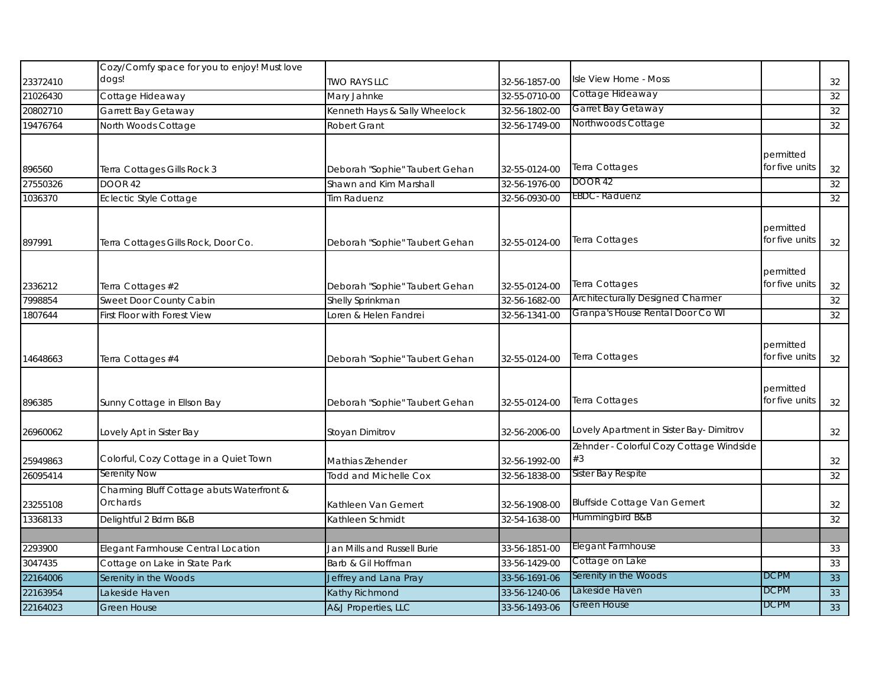| | | | | | | |
|---|---|---|---|---|---|---|
| 23372410 | Cozy/Comfy space for you to enjoy! Must love dogs! | TWO RAYS LLC | 32-56-1857-00 | Isle View Home - Moss | | 32 |
| 21026430 | Cottage Hideaway | Mary Jahnke | 32-55-0710-00 | Cottage Hideaway | | 32 |
| 20802710 | Garrett Bay Getaway | Kenneth Hays & Sally Wheelock | 32-56-1802-00 | Garret Bay Getaway | | 32 |
| 19476764 | North Woods Cottage | Robert Grant | 32-56-1749-00 | Northwoods Cottage | | 32 |
| 896560 | Terra Cottages Gills Rock 3 | Deborah "Sophie" Taubert Gehan | 32-55-0124-00 | Terra Cottages | permitted for five units | 32 |
| 27550326 | DOOR 42 | Shawn and Kim Marshall | 32-56-1976-00 | DOOR 42 | | 32 |
| 1036370 | Eclectic Style Cottage | Tim Raduenz | 32-56-0930-00 | EBDC- Raduenz | | 32 |
| 897991 | Terra Cottages Gills Rock, Door Co. | Deborah "Sophie" Taubert Gehan | 32-55-0124-00 | Terra Cottages | permitted for five units | 32 |
| 2336212 | Terra Cottages #2 | Deborah "Sophie" Taubert Gehan | 32-55-0124-00 | Terra Cottages | permitted for five units | 32 |
| 7998854 | Sweet Door County Cabin | Shelly Sprinkman | 32-56-1682-00 | Architecturally Designed Charmer | | 32 |
| 1807644 | First Floor with Forest View | Loren & Helen Fandrei | 32-56-1341-00 | Granpa's House Rental Door Co WI | | 32 |
| 14648663 | Terra Cottages #4 | Deborah "Sophie" Taubert Gehan | 32-55-0124-00 | Terra Cottages | permitted for five units | 32 |
| 896385 | Sunny Cottage in Ellson Bay | Deborah "Sophie" Taubert Gehan | 32-55-0124-00 | Terra Cottages | permitted for five units | 32 |
| 26960062 | Lovely Apt in Sister Bay | Stoyan Dimitrov | 32-56-2006-00 | Lovely Apartment in Sister Bay- Dimitrov | | 32 |
| 25949863 | Colorful, Cozy Cottage in a Quiet Town | Mathias Zehender | 32-56-1992-00 | Zehnder - Colorful Cozy Cottage Windside #3 | | 32 |
| 26095414 | Serenity Now | Todd and Michelle Cox | 32-56-1838-00 | Sister Bay Respite | | 32 |
| 23255108 | Charming Bluff Cottage abuts Waterfront & Orchards | Kathleen Van Gemert | 32-56-1908-00 | Bluffside Cottage Van Gemert | | 32 |
| 13368133 | Delightful 2 Bdrm B&B | Kathleen Schmidt | 32-54-1638-00 | Hummingbird B&B | | 32 |
| | | | | | | |
| 2293900 | Elegant Farmhouse Central Location | Jan Mills and Russell Burie | 33-56-1851-00 | Elegant Farmhouse | | 33 |
| 3047435 | Cottage on Lake in State Park | Barb & Gil Hoffman | 33-56-1429-00 | Cottage on Lake | | 33 |
| 22164006 | Serenity in the Woods | Jeffrey and Lana Pray | 33-56-1691-06 | Serenity in the Woods | DCPM | 33 |
| 22163954 | Lakeside Haven | Kathy Richmond | 33-56-1240-06 | Lakeside Haven | DCPM | 33 |
| 22164023 | Green House | A&J Properties, LLC | 33-56-1493-06 | Green House | DCPM | 33 |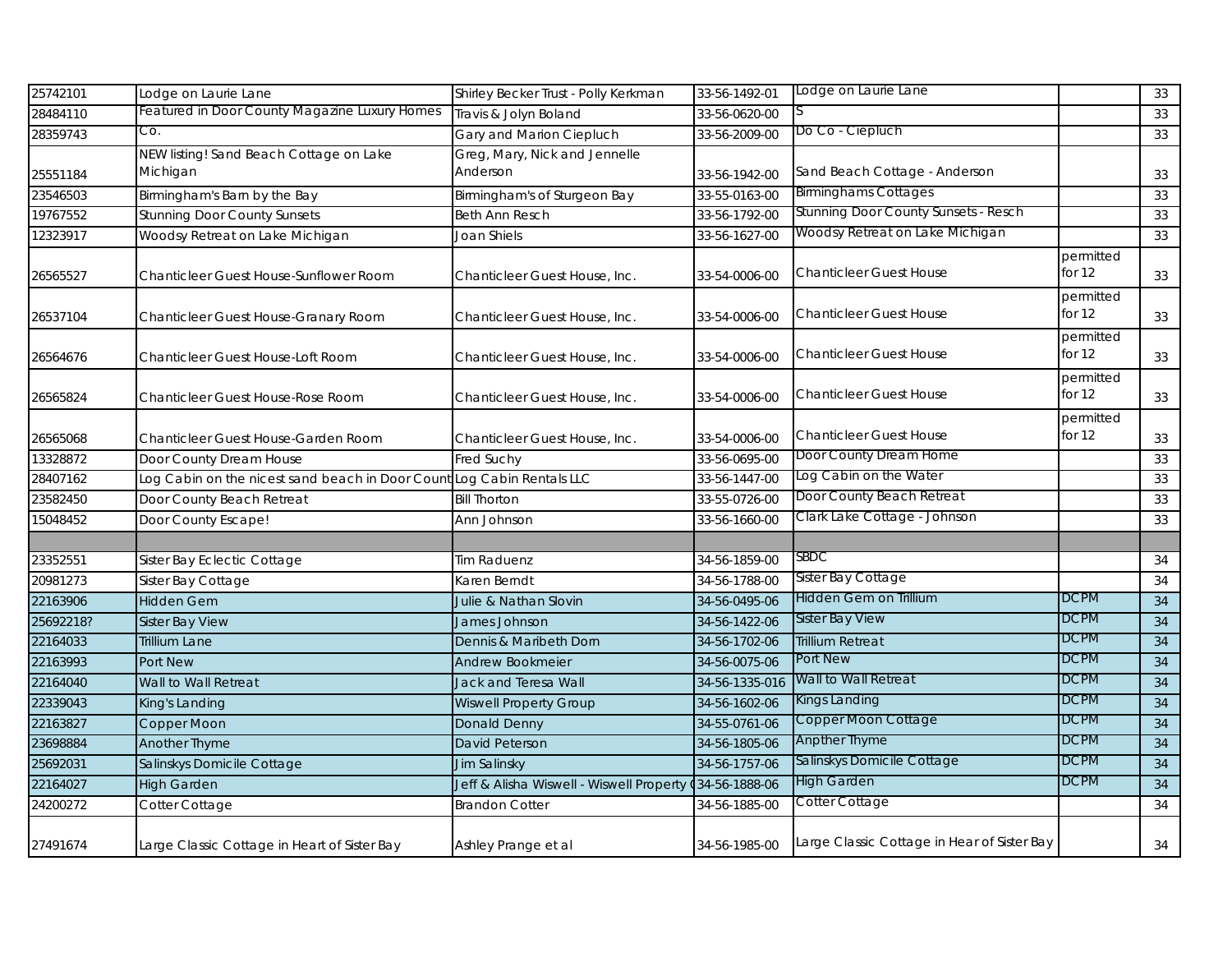| | | | | | | |
|---|---|---|---|---|---|---|
| 25742101 | Lodge on Laurie Lane | Shirley Becker Trust - Polly Kerkman | 33-56-1492-01 | Lodge on Laurie Lane | | 33 |
| 28484110 | Featured in Door County Magazine Luxury Homes | Travis & Jolyn Boland | 33-56-0620-00 | S | | 33 |
| 28359743 | Co. | Gary and Marion Ciepluch | 33-56-2009-00 | Do Co - Ciepluch | | 33 |
| 25551184 | NEW listing! Sand Beach Cottage on Lake Michigan | Greg, Mary, Nick and Jennelle Anderson | 33-56-1942-00 | Sand Beach Cottage - Anderson | | 33 |
| 23546503 | Birmingham's Barn by the Bay | Birmingham's of Sturgeon Bay | 33-55-0163-00 | Birminghams Cottages | | 33 |
| 19767552 | Stunning Door County Sunsets | Beth Ann Resch | 33-56-1792-00 | Stunning Door County Sunsets - Resch | | 33 |
| 12323917 | Woodsy Retreat on Lake Michigan | Joan Shiels | 33-56-1627-00 | Woodsy Retreat on Lake Michigan | | 33 |
| 26565527 | Chanticleer Guest House-Sunflower Room | Chanticleer Guest House, Inc. | 33-54-0006-00 | Chanticleer Guest House | permitted for 12 | 33 |
| 26537104 | Chanticleer Guest House-Granary Room | Chanticleer Guest House, Inc. | 33-54-0006-00 | Chanticleer Guest House | permitted for 12 | 33 |
| 26564676 | Chanticleer Guest House-Loft Room | Chanticleer Guest House, Inc. | 33-54-0006-00 | Chanticleer Guest House | permitted for 12 | 33 |
| 26565824 | Chanticleer Guest House-Rose Room | Chanticleer Guest House, Inc. | 33-54-0006-00 | Chanticleer Guest House | permitted for 12 | 33 |
| 26565068 | Chanticleer Guest House-Garden Room | Chanticleer Guest House, Inc. | 33-54-0006-00 | Chanticleer Guest House | permitted for 12 | 33 |
| 13328872 | Door County Dream House | Fred Suchy | 33-56-0695-00 | Door County Dream Home | | 33 |
| 28407162 | Log Cabin on the nicest sand beach in Door Count | Log Cabin Rentals LLC | 33-56-1447-00 | Log Cabin on the Water | | 33 |
| 23582450 | Door County Beach Retreat | Bill Thorton | 33-55-0726-00 | Door County Beach Retreat | | 33 |
| 15048452 | Door County Escape! | Ann Johnson | 33-56-1660-00 | Clark Lake Cottage - Johnson | | 33 |
| | | | | | | |
| 23352551 | Sister Bay Eclectic Cottage | Tim Raduenz | 34-56-1859-00 | SBDC | | 34 |
| 20981273 | Sister Bay Cottage | Karen Berndt | 34-56-1788-00 | Sister Bay Cottage | | 34 |
| 22163906 | Hidden Gem | Julie & Nathan Slovin | 34-56-0495-06 | Hidden Gem on Trillium | DCPM | 34 |
| 25692218? | Sister Bay View | James Johnson | 34-56-1422-06 | Sister Bay View | DCPM | 34 |
| 22164033 | Trillium Lane | Dennis & Maribeth Dorn | 34-56-1702-06 | Trillium Retreat | DCPM | 34 |
| 22163993 | Port New | Andrew Bookmeier | 34-56-0075-06 | Port New | DCPM | 34 |
| 22164040 | Wall to Wall Retreat | Jack and Teresa Wall | 34-56-1335-016 | Wall to Wall Retreat | DCPM | 34 |
| 22339043 | King's Landing | Wiswell Property Group | 34-56-1602-06 | Kings Landing | DCPM | 34 |
| 22163827 | Copper Moon | Donald Denny | 34-55-0761-06 | Copper Moon Cottage | DCPM | 34 |
| 23698884 | Another Thyme | David Peterson | 34-56-1805-06 | Anpther Thyme | DCPM | 34 |
| 25692031 | Salinskys Domicile Cottage | Jim Salinsky | 34-56-1757-06 | Salinskys Domicile Cottage | DCPM | 34 |
| 22164027 | High Garden | Jeff & Alisha Wiswell - Wiswell Property ( | 34-56-1888-06 | High Garden | DCPM | 34 |
| 24200272 | Cotter Cottage | Brandon Cotter | 34-56-1885-00 | Cotter Cottage | | 34 |
| 27491674 | Large Classic Cottage in Heart of Sister Bay | Ashley Prange et al | 34-56-1985-00 | Large Classic Cottage in Hear of Sister Bay | | 34 |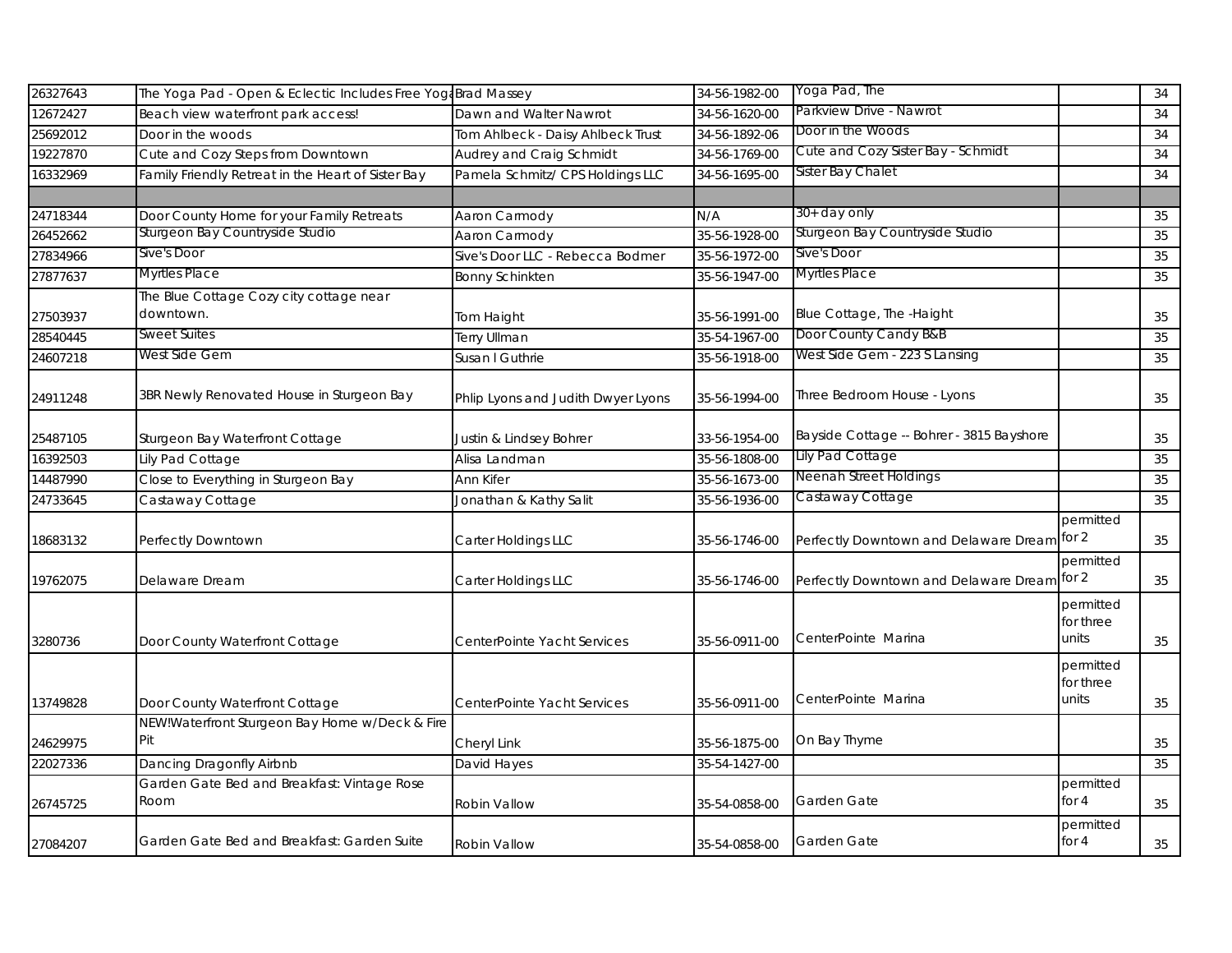| | | | | | | |
|---|---|---|---|---|---|---|
| 26327643 | The Yoga Pad - Open & Eclectic Includes Free Yoga | Brad Massey | 34-56-1982-00 | Yoga Pad, The | | 34 |
| 12672427 | Beach view waterfront park access! | Dawn and Walter Nawrot | 34-56-1620-00 | Parkview Drive - Nawrot | | 34 |
| 25692012 | Door in the woods | Tom Ahlbeck - Daisy Ahlbeck Trust | 34-56-1892-06 | Door in the Woods | | 34 |
| 19227870 | Cute and Cozy Steps from Downtown | Audrey and Craig Schmidt | 34-56-1769-00 | Cute and Cozy Sister Bay - Schmidt | | 34 |
| 16332969 | Family Friendly Retreat in the Heart of Sister Bay | Pamela Schmitz/ CPS Holdings LLC | 34-56-1695-00 | Sister Bay Chalet | | 34 |
| | | | | | | |
| 24718344 | Door County Home for your Family Retreats | Aaron Carmody | N/A | 30+ day only | | 35 |
| 26452662 | Sturgeon Bay Countryside Studio | Aaron Carmody | 35-56-1928-00 | Sturgeon Bay Countryside Studio | | 35 |
| 27834966 | Sive's Door | Sive's Door LLC - Rebecca Bodmer | 35-56-1972-00 | Sive's Door | | 35 |
| 27877637 | Myrtles Place | Bonny Schinkten | 35-56-1947-00 | Myrtles Place | | 35 |
| 27503937 | The Blue Cottage Cozy city cottage near downtown. | Tom Haight | 35-56-1991-00 | Blue Cottage, The -Haight | | 35 |
| 28540445 | Sweet Suites | Terry Ullman | 35-54-1967-00 | Door County Candy B&B | | 35 |
| 24607218 | West Side Gem | Susan I Guthrie | 35-56-1918-00 | West Side Gem - 223 S Lansing | | 35 |
| 24911248 | 3BR Newly Renovated House in Sturgeon Bay | Phlip Lyons and Judith Dwyer Lyons | 35-56-1994-00 | Three Bedroom House - Lyons | | 35 |
| 25487105 | Sturgeon Bay Waterfront Cottage | Justin & Lindsey Bohrer | 33-56-1954-00 | Bayside Cottage -- Bohrer - 3815 Bayshore | | 35 |
| 16392503 | Lily Pad Cottage | Alisa Landman | 35-56-1808-00 | Lily Pad Cottage | | 35 |
| 14487990 | Close to Everything in Sturgeon Bay | Ann Kifer | 35-56-1673-00 | Neenah Street Holdings | | 35 |
| 24733645 | Castaway Cottage | Jonathan & Kathy Salit | 35-56-1936-00 | Castaway Cottage | | 35 |
| 18683132 | Perfectly Downtown | Carter Holdings LLC | 35-56-1746-00 | Perfectly Downtown and Delaware Dream | permitted for 2 | 35 |
| 19762075 | Delaware Dream | Carter Holdings LLC | 35-56-1746-00 | Perfectly Downtown and Delaware Dream | permitted for 2 | 35 |
| 3280736 | Door County Waterfront Cottage | CenterPointe Yacht Services | 35-56-0911-00 | CenterPointe Marina | permitted for three units | 35 |
| 13749828 | Door County Waterfront Cottage | CenterPointe Yacht Services | 35-56-0911-00 | CenterPointe Marina | permitted for three units | 35 |
| 24629975 | NEW!Waterfront Sturgeon Bay Home w/Deck & Fire Pit | Cheryl Link | 35-56-1875-00 | On Bay Thyme | | 35 |
| 22027336 | Dancing Dragonfly Airbnb | David Hayes | 35-54-1427-00 | | | 35 |
| 26745725 | Garden Gate Bed and Breakfast: Vintage Rose Room | Robin Vallow | 35-54-0858-00 | Garden Gate | permitted for 4 | 35 |
| 27084207 | Garden Gate Bed and Breakfast: Garden Suite | Robin Vallow | 35-54-0858-00 | Garden Gate | permitted for 4 | 35 |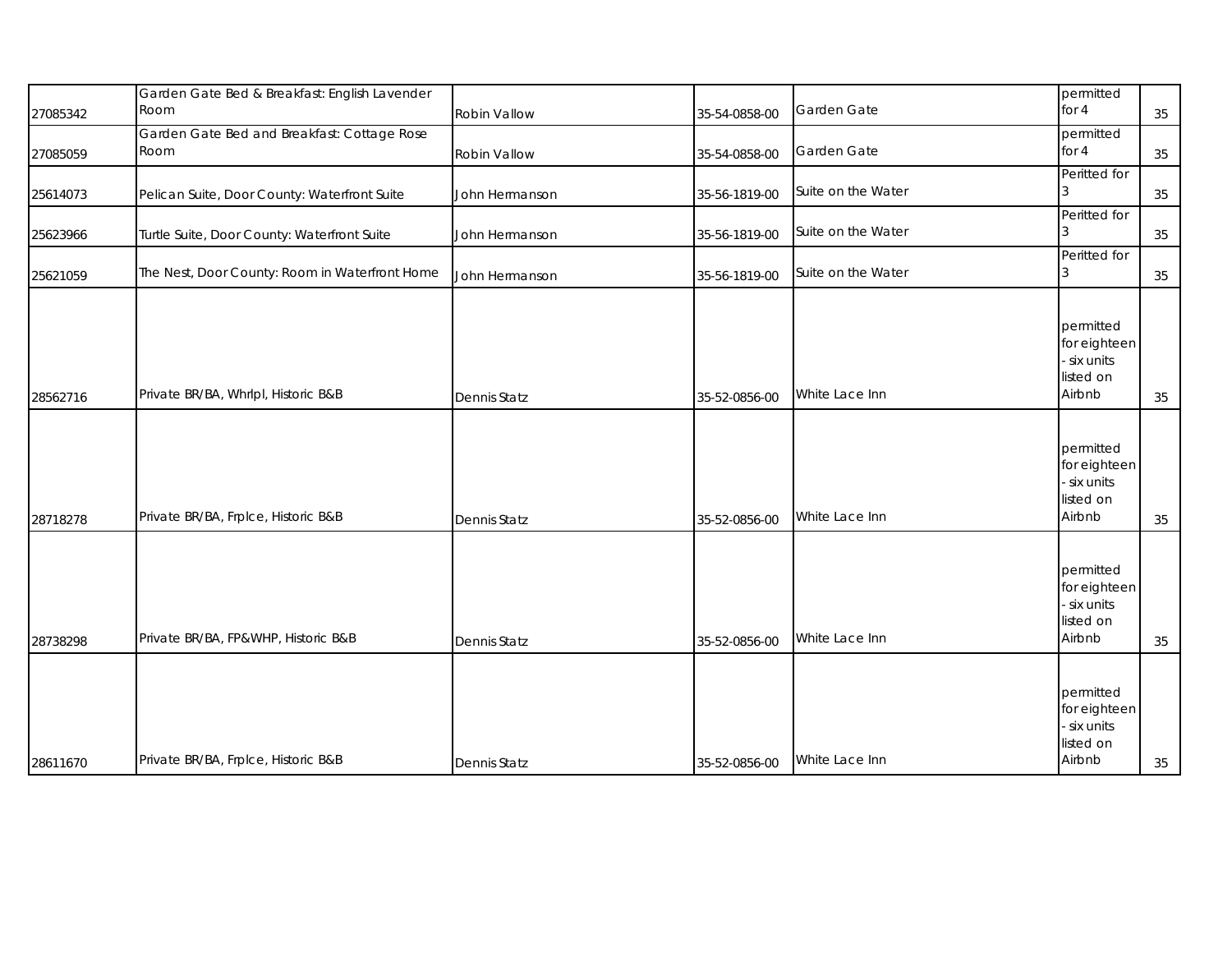| | | | | | | |
|---|---|---|---|---|---|---|
| 27085342 | Garden Gate Bed & Breakfast: English Lavender Room | Robin Vallow | 35-54-0858-00 | Garden Gate | permitted for 4 | 35 |
| 27085059 | Garden Gate Bed and Breakfast: Cottage Rose Room | Robin Vallow | 35-54-0858-00 | Garden Gate | permitted for 4 | 35 |
| 25614073 | Pelican Suite, Door County: Waterfront Suite | John Hermanson | 35-56-1819-00 | Suite on the Water | Peritted for 3 | 35 |
| 25623966 | Turtle Suite, Door County: Waterfront Suite | John Hermanson | 35-56-1819-00 | Suite on the Water | Peritted for 3 | 35 |
| 25621059 | The Nest, Door County: Room in Waterfront Home | John Hermanson | 35-56-1819-00 | Suite on the Water | Peritted for 3 | 35 |
| 28562716 | Private BR/BA, Whrlpl, Historic B&B | Dennis Statz | 35-52-0856-00 | White Lace Inn | permitted for eighteen - six units listed on Airbnb | 35 |
| 28718278 | Private BR/BA, Frplce, Historic B&B | Dennis Statz | 35-52-0856-00 | White Lace Inn | permitted for eighteen - six units listed on Airbnb | 35 |
| 28738298 | Private BR/BA, FP&WHP, Historic B&B | Dennis Statz | 35-52-0856-00 | White Lace Inn | permitted for eighteen - six units listed on Airbnb | 35 |
| 28611670 | Private BR/BA, Frplce, Historic B&B | Dennis Statz | 35-52-0856-00 | White Lace Inn | permitted for eighteen - six units listed on Airbnb | 35 |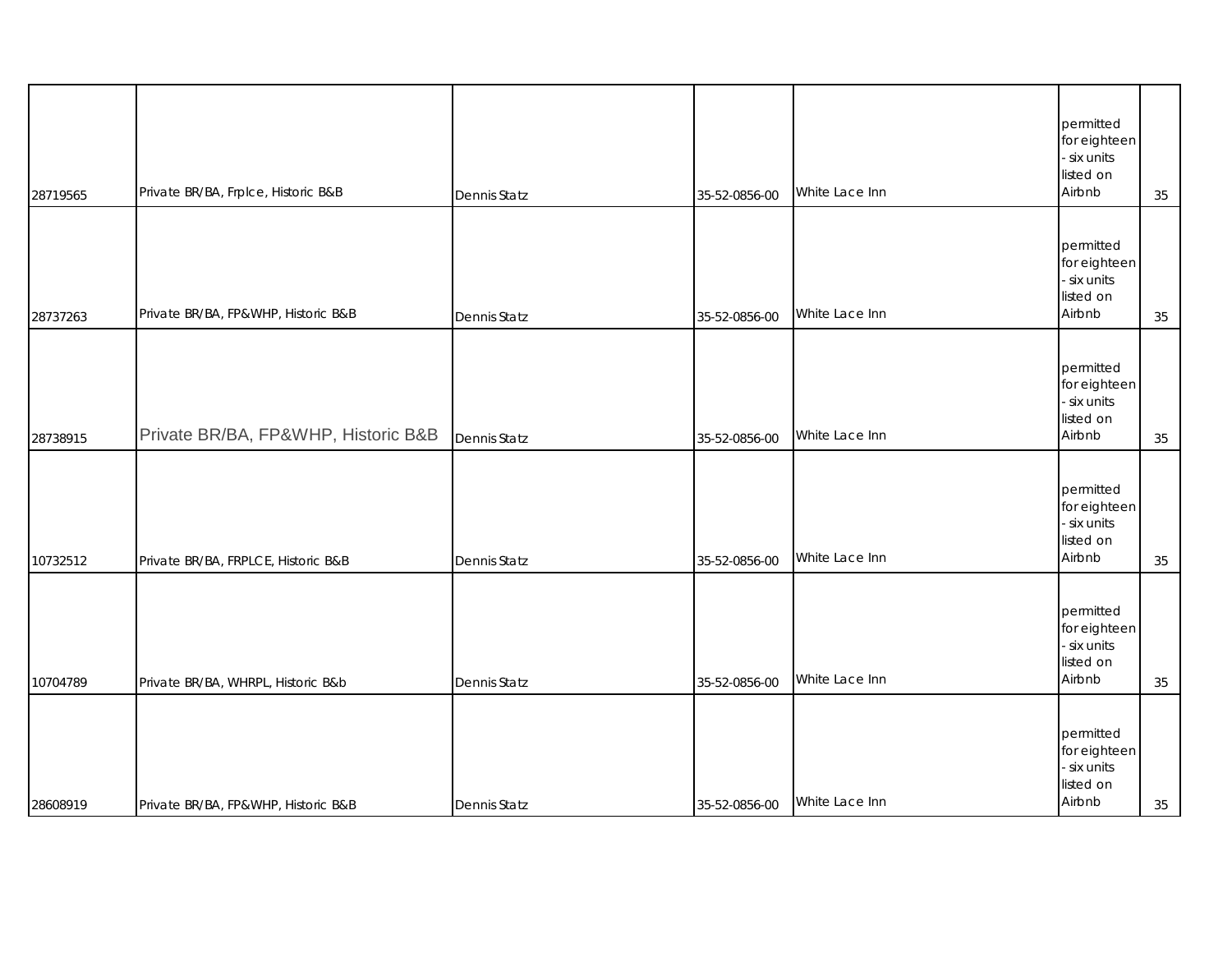| | | | | | | |
|---|---|---|---|---|---|---|
| 28719565 | Private BR/BA, Frplce, Historic B&B | Dennis Statz | 35-52-0856-00 | White Lace Inn | permitted for eighteen - six units listed on Airbnb | 35 |
| 28737263 | Private BR/BA, FP&WHP, Historic B&B | Dennis Statz | 35-52-0856-00 | White Lace Inn | permitted for eighteen - six units listed on Airbnb | 35 |
| 28738915 | Private BR/BA, FP&WHP, Historic B&B | Dennis Statz | 35-52-0856-00 | White Lace Inn | permitted for eighteen - six units listed on Airbnb | 35 |
| 10732512 | Private BR/BA, FRPLCE, Historic B&B | Dennis Statz | 35-52-0856-00 | White Lace Inn | permitted for eighteen - six units listed on Airbnb | 35 |
| 10704789 | Private BR/BA, WHRPL, Historic B&b | Dennis Statz | 35-52-0856-00 | White Lace Inn | permitted for eighteen - six units listed on Airbnb | 35 |
| 28608919 | Private BR/BA, FP&WHP, Historic B&B | Dennis Statz | 35-52-0856-00 | White Lace Inn | permitted for eighteen - six units listed on Airbnb | 35 |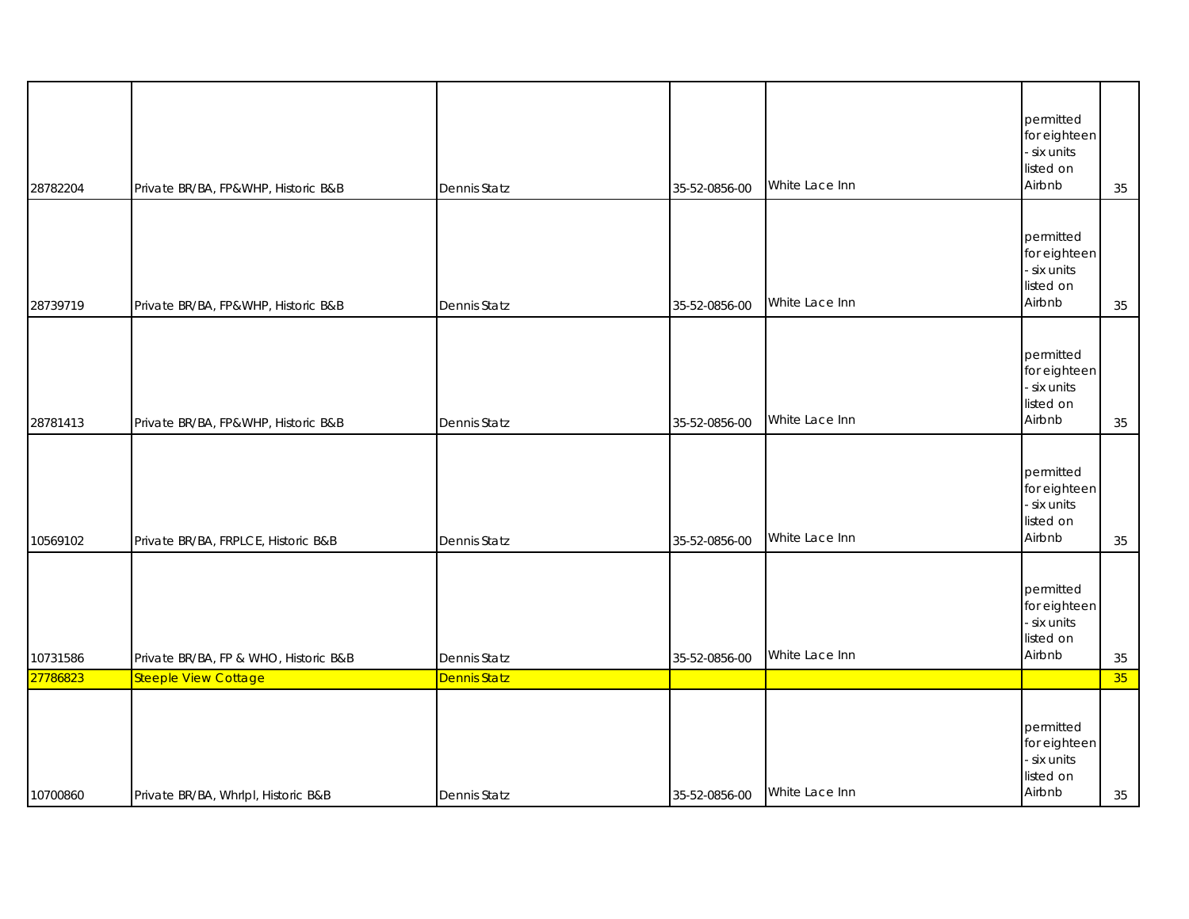| | | | | | | |
|---|---|---|---|---|---|---|
| 28782204 | Private BR/BA, FP&WHP, Historic B&B | Dennis Statz | 35-52-0856-00 | White Lace Inn | permitted for eighteen - six units listed on Airbnb | 35 |
| 28739719 | Private BR/BA, FP&WHP, Historic B&B | Dennis Statz | 35-52-0856-00 | White Lace Inn | permitted for eighteen - six units listed on Airbnb | 35 |
| 28781413 | Private BR/BA, FP&WHP, Historic B&B | Dennis Statz | 35-52-0856-00 | White Lace Inn | permitted for eighteen - six units listed on Airbnb | 35 |
| 10569102 | Private BR/BA, FRPLCE, Historic B&B | Dennis Statz | 35-52-0856-00 | White Lace Inn | permitted for eighteen - six units listed on Airbnb | 35 |
| 10731586 | Private BR/BA, FP & WHO, Historic B&B | Dennis Statz | 35-52-0856-00 | White Lace Inn | permitted for eighteen - six units listed on Airbnb | 35 |
| 27786823 | Steeple View Cottage | Dennis Statz | | | | 35 |
| 10700860 | Private BR/BA, Whrlpl, Historic B&B | Dennis Statz | 35-52-0856-00 | White Lace Inn | permitted for eighteen - six units listed on Airbnb | 35 |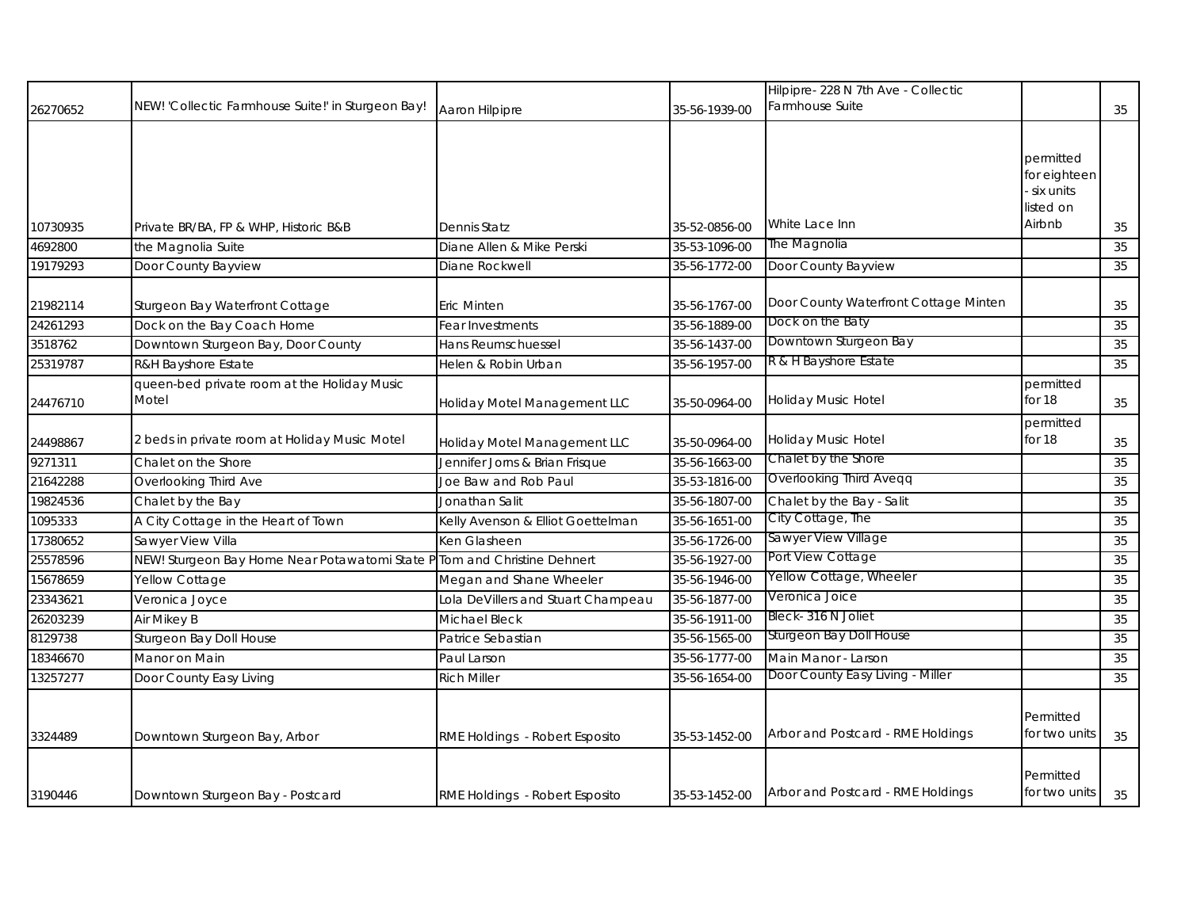| | | | | | | |
|---|---|---|---|---|---|---|
| 26270652 | NEW! 'Collectic Farmhouse Suite!' in Sturgeon Bay! | Aaron Hilpipre | 35-56-1939-00 | Hilpipre- 228 N 7th Ave - Collectic Farmhouse Suite | | 35 |
| 10730935 | Private BR/BA, FP & WHP, Historic B&B | Dennis Statz | 35-52-0856-00 | White Lace Inn | permitted for eighteen - six units listed on Airbnb | 35 |
| 4692800 | the Magnolia Suite | Diane Allen & Mike Perski | 35-53-1096-00 | The Magnolia | | 35 |
| 19179293 | Door County Bayview | Diane Rockwell | 35-56-1772-00 | Door County Bayview | | 35 |
| 21982114 | Sturgeon Bay Waterfront Cottage | Eric Minten | 35-56-1767-00 | Door County Waterfront Cottage Minten | | 35 |
| 24261293 | Dock on the Bay Coach Home | Fear Investments | 35-56-1889-00 | Dock on the Baty | | 35 |
| 3518762 | Downtown Sturgeon Bay, Door County | Hans Reumschuessel | 35-56-1437-00 | Downtown Sturgeon Bay | | 35 |
| 25319787 | R&H Bayshore Estate | Helen & Robin Urban | 35-56-1957-00 | R & H Bayshore Estate | | 35 |
| 24476710 | queen-bed private room at the Holiday Music Motel | Holiday Motel Management LLC | 35-50-0964-00 | Holiday Music Hotel | permitted for 18 | 35 |
| 24498867 | 2 beds in private room at Holiday Music Motel | Holiday Motel Management LLC | 35-50-0964-00 | Holiday Music Hotel | permitted for 18 | 35 |
| 9271311 | Chalet on the Shore | Jennifer Jorns & Brian Frisque | 35-56-1663-00 | Chalet by the Shore | | 35 |
| 21642288 | Overlooking Third Ave | Joe Baw and Rob Paul | 35-53-1816-00 | Overlooking Third Aveqq | | 35 |
| 19824536 | Chalet by the Bay | Jonathan Salit | 35-56-1807-00 | Chalet by the Bay - Salit | | 35 |
| 1095333 | A City Cottage in the Heart of Town | Kelly Avenson & Elliot Goettelman | 35-56-1651-00 | City Cottage, The | | 35 |
| 17380652 | Sawyer View Villa | Ken Glasheen | 35-56-1726-00 | Sawyer View Village | | 35 |
| 25578596 | NEW! Sturgeon Bay Home Near Potawatomi State P | Tom and Christine Dehnert | 35-56-1927-00 | Port View Cottage | | 35 |
| 15678659 | Yellow Cottage | Megan and Shane Wheeler | 35-56-1946-00 | Yellow Cottage, Wheeler | | 35 |
| 23343621 | Veronica Joyce | Lola DeVillers and Stuart Champeau | 35-56-1877-00 | Veronica Joice | | 35 |
| 26203239 | Air Mikey B | Michael Bleck | 35-56-1911-00 | Bleck- 316 N Joliet | | 35 |
| 8129738 | Sturgeon Bay Doll House | Patrice Sebastian | 35-56-1565-00 | Sturgeon Bay Doll House | | 35 |
| 18346670 | Manor on Main | Paul Larson | 35-56-1777-00 | Main Manor - Larson | | 35 |
| 13257277 | Door County Easy Living | Rich Miller | 35-56-1654-00 | Door County Easy Living - Miller | | 35 |
| 3324489 | Downtown Sturgeon Bay, Arbor | RME Holdings - Robert Esposito | 35-53-1452-00 | Arbor and Postcard - RME Holdings | Permitted for two units | 35 |
| 3190446 | Downtown Sturgeon Bay - Postcard | RME Holdings - Robert Esposito | 35-53-1452-00 | Arbor and Postcard - RME Holdings | Permitted for two units | 35 |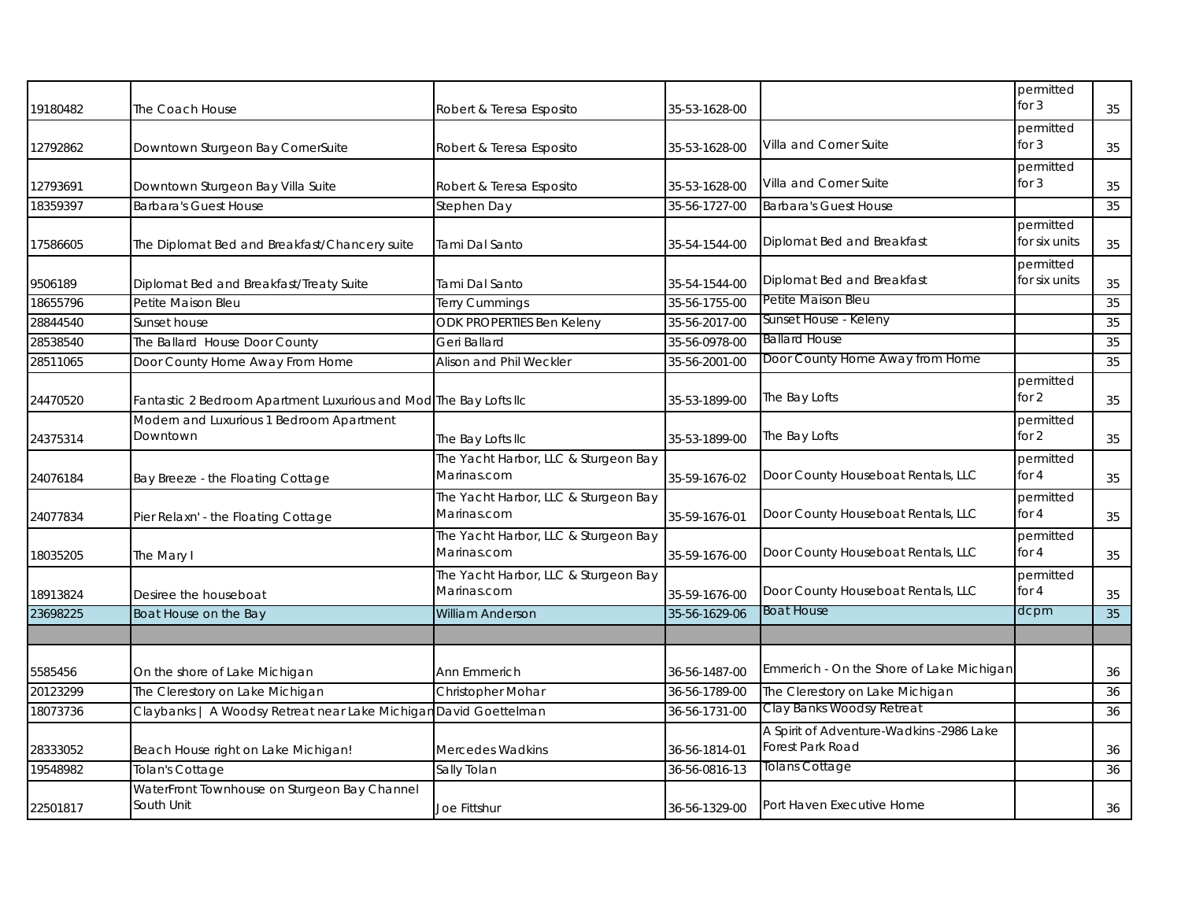|  |  |  |  |  |  |  |
|---|---|---|---|---|---|---|
| 19180482 | The Coach House | Robert & Teresa Esposito | 35-53-1628-00 |  | permitted for 3 | 35 |
| 12792862 | Downtown Sturgeon Bay CornerSuite | Robert & Teresa Esposito | 35-53-1628-00 | Villa and Corner Suite | permitted for 3 | 35 |
| 12793691 | Downtown Sturgeon Bay Villa Suite | Robert & Teresa Esposito | 35-53-1628-00 | Villa and Corner Suite | permitted for 3 | 35 |
| 18359397 | Barbara's Guest House | Stephen Day | 35-56-1727-00 | Barbara's Guest House |  | 35 |
| 17586605 | The Diplomat Bed and Breakfast/Chancery suite | Tami Dal Santo | 35-54-1544-00 | Diplomat Bed and Breakfast | permitted for six units | 35 |
| 9506189 | Diplomat Bed and Breakfast/Treaty Suite | Tami Dal Santo | 35-54-1544-00 | Diplomat Bed and Breakfast | permitted for six units | 35 |
| 18655796 | Petite Maison Bleu | Terry Cummings | 35-56-1755-00 | Petite Maison Bleu |  | 35 |
| 28844540 | Sunset house | ODK PROPERTIES Ben Keleny | 35-56-2017-00 | Sunset House - Keleny |  | 35 |
| 28538540 | The Ballard House Door County | Geri Ballard | 35-56-0978-00 | Ballard House |  | 35 |
| 28511065 | Door County Home Away From Home | Alison and Phil Weckler | 35-56-2001-00 | Door County Home Away from Home |  | 35 |
| 24470520 | Fantastic 2 Bedroom Apartment Luxurious and Mod | The Bay Lofts llc | 35-53-1899-00 | The Bay Lofts | permitted for 2 | 35 |
| 24375314 | Modern and Luxurious 1 Bedroom Apartment Downtown | The Bay Lofts llc | 35-53-1899-00 | The Bay Lofts | permitted for 2 | 35 |
| 24076184 | Bay Breeze - the Floating Cottage | The Yacht Harbor, LLC & Sturgeon Bay Marinas.com | 35-59-1676-02 | Door County Houseboat Rentals, LLC | permitted for 4 | 35 |
| 24077834 | Pier Relaxn' - the Floating Cottage | The Yacht Harbor, LLC & Sturgeon Bay Marinas.com | 35-59-1676-01 | Door County Houseboat Rentals, LLC | permitted for 4 | 35 |
| 18035205 | The Mary I | The Yacht Harbor, LLC & Sturgeon Bay Marinas.com | 35-59-1676-00 | Door County Houseboat Rentals, LLC | permitted for 4 | 35 |
| 18913824 | Desiree the houseboat | The Yacht Harbor, LLC & Sturgeon Bay Marinas.com | 35-59-1676-00 | Door County Houseboat Rentals, LLC | permitted for 4 | 35 |
| 23698225 | Boat House on the Bay | William Anderson | 35-56-1629-06 | Boat House | dcpm | 35 |
|  |  |  |  |  |  |  |
| 5585456 | On the shore of Lake Michigan | Ann Emmerich | 36-56-1487-00 | Emmerich - On the Shore of Lake Michigan |  | 36 |
| 20123299 | The Clerestory on Lake Michigan | Christopher Mohar | 36-56-1789-00 | The Clerestory on Lake Michigan |  | 36 |
| 18073736 | Claybanks \| A Woodsy Retreat near Lake Michigan | David Goettelman | 36-56-1731-00 | Clay Banks Woodsy Retreat |  | 36 |
| 28333052 | Beach House right on Lake Michigan! | Mercedes Wadkins | 36-56-1814-01 | A Spirit of Adventure-Wadkins -2986 Lake Forest Park Road |  | 36 |
| 19548982 | Tolan's Cottage | Sally Tolan | 36-56-0816-13 | Tolans Cottage |  | 36 |
| 22501817 | WaterFront Townhouse on Sturgeon Bay Channel South Unit | Joe Fittshur | 36-56-1329-00 | Port Haven Executive Home |  | 36 |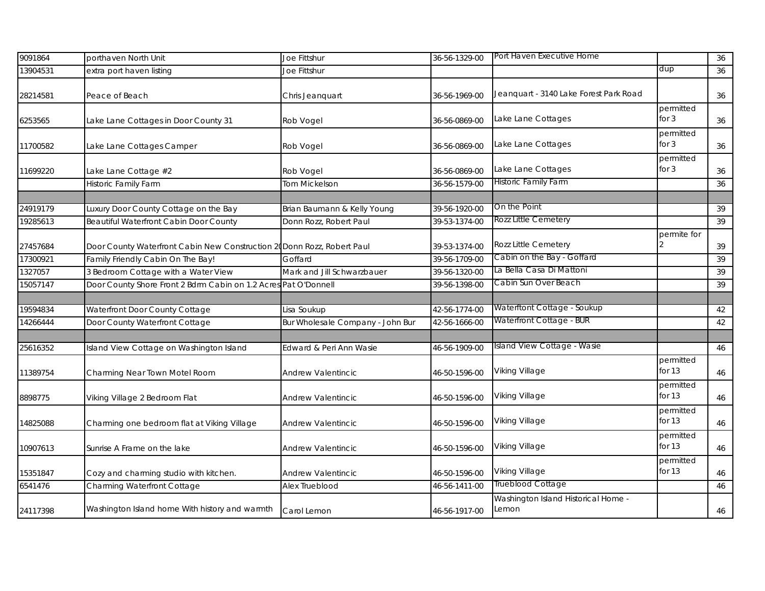| | | | | | | |
|---|---|---|---|---|---|---|
| 9091864 | porthaven North Unit | Joe Fittshur | 36-56-1329-00 | Port Haven Executive Home | | 36 |
| 13904531 | extra port haven listing | Joe Fittshur | | | dup | 36 |
| 28214581 | Peace of Beach | Chris Jeanquart | 36-56-1969-00 | Jeanquart - 3140 Lake Forest Park Road | | 36 |
| 6253565 | Lake Lane Cottages in Door County 31 | Rob Vogel | 36-56-0869-00 | Lake Lane Cottages | permitted for 3 | 36 |
| 11700582 | Lake Lane Cottages Camper | Rob Vogel | 36-56-0869-00 | Lake Lane Cottages | permitted for 3 | 36 |
| 11699220 | Lake Lane Cottage #2 | Rob Vogel | 36-56-0869-00 | Lake Lane Cottages | permitted for 3 | 36 |
| | Historic Family Farm | Tom Mickelson | 36-56-1579-00 | Historic Family Farm | | 36 |
| | | | | | | |
| 24919179 | Luxury Door County Cottage on the Bay | Brian Baumann & Kelly Young | 39-56-1920-00 | On the Point | | 39 |
| 19285613 | Beautiful Waterfront Cabin Door County | Donn Rozz, Robert Paul | 39-53-1374-00 | Rozz Little Cemetery | | 39 |
| 27457684 | Door County Waterfront Cabin New Construction 20 | Donn Rozz, Robert Paul | 39-53-1374-00 | Rozz Little Cemetery | permite for 2 | 39 |
| 17300921 | Family Friendly Cabin On The Bay! | Goffard | 39-56-1709-00 | Cabin on the Bay - Goffard | | 39 |
| 1327057 | 3 Bedroom Cottage with a Water View | Mark and Jill Schwarzbauer | 39-56-1320-00 | La Bella Casa Di Mattoni | | 39 |
| 15057147 | Door County Shore Front 2 Bdrm Cabin on 1.2 Acres | Pat O'Donnell | 39-56-1398-00 | Cabin Sun Over Beach | | 39 |
| | | | | | | |
| 19594834 | Waterfront Door County Cottage | Lisa Soukup | 42-56-1774-00 | Waterftont Cottage - Soukup | | 42 |
| 14266444 | Door County Waterfront Cottage | Bur Wholesale Company - John Bur | 42-56-1666-00 | Waterfront Cottage - BUR | | 42 |
| | | | | | | |
| 25616352 | Island View Cottage on Washington Island | Edward & Peri Ann Wasie | 46-56-1909-00 | Island View Cottage - Wasie | | 46 |
| 11389754 | Charming Near Town Motel Room | Andrew Valentincic | 46-50-1596-00 | Viking Village | permitted for 13 | 46 |
| 8898775 | Viking Village 2 Bedroom Flat | Andrew Valentincic | 46-50-1596-00 | Viking Village | permitted for 13 | 46 |
| 14825088 | Charming one bedroom flat at Viking Village | Andrew Valentincic | 46-50-1596-00 | Viking Village | permitted for 13 | 46 |
| 10907613 | Sunrise A Frame on the lake | Andrew Valentincic | 46-50-1596-00 | Viking Village | permitted for 13 | 46 |
| 15351847 | Cozy and charming studio with kitchen. | Andrew Valentincic | 46-50-1596-00 | Viking Village | permitted for 13 | 46 |
| 6541476 | Charming Waterfront Cottage | Alex Trueblood | 46-56-1411-00 | Trueblood Cottage | | 46 |
| 24117398 | Washington Island home With history and warmth | Carol Lemon | 46-56-1917-00 | Washington Island Historical Home - Lemon | | 46 |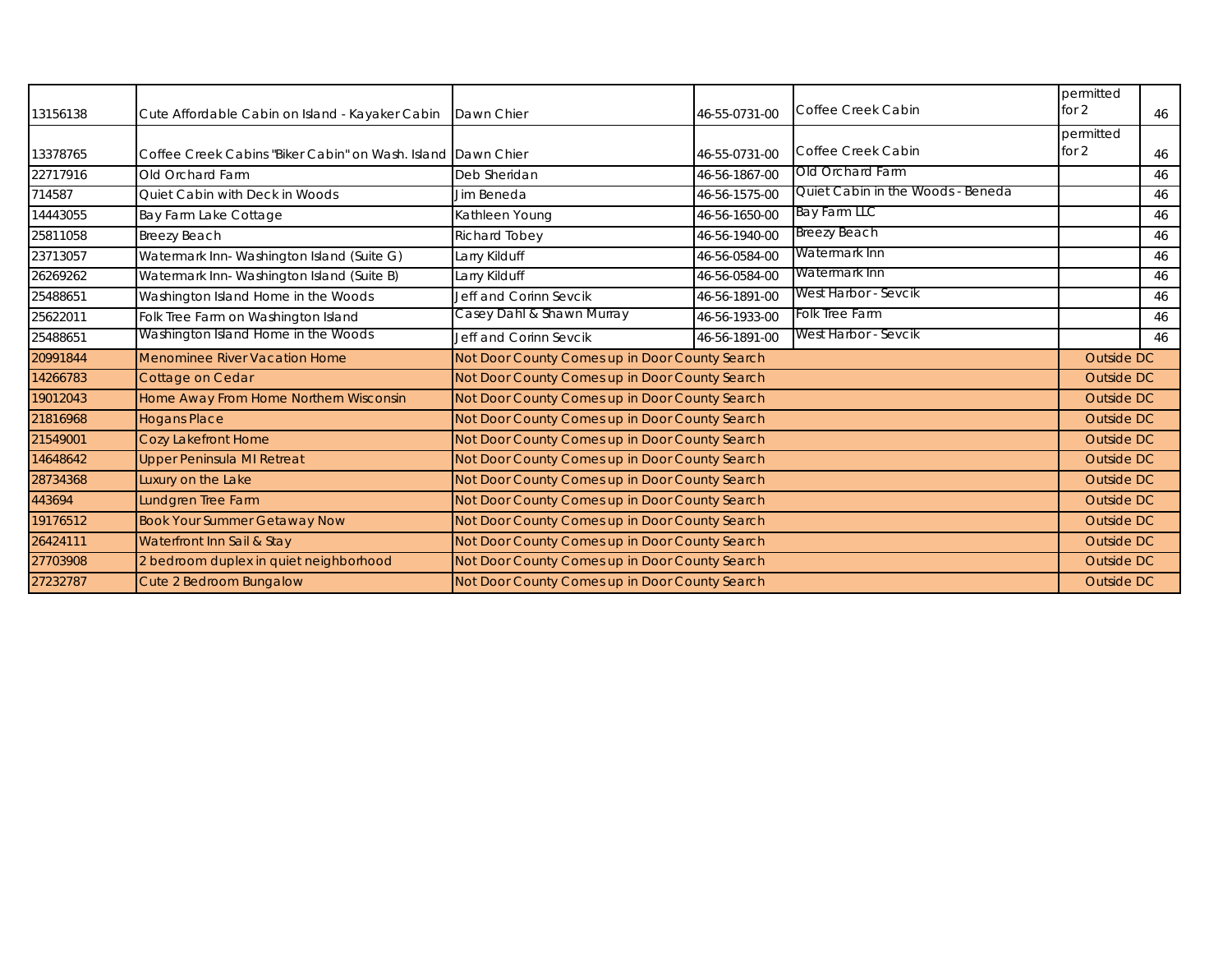| | | | | | | |
|---|---|---|---|---|---|---|
| 13156138 | Cute Affordable Cabin on Island - Kayaker Cabin | Dawn Chier | 46-55-0731-00 | Coffee Creek Cabin | permitted for 2 | 46 |
| 13378765 | Coffee Creek Cabins "Biker Cabin" on Wash. Island | Dawn Chier | 46-55-0731-00 | Coffee Creek Cabin | permitted for 2 | 46 |
| 22717916 | Old Orchard Farm | Deb Sheridan | 46-56-1867-00 | Old Orchard Farm | | 46 |
| 714587 | Quiet Cabin with Deck in Woods | Jim Beneda | 46-56-1575-00 | Quiet Cabin in the Woods - Beneda | | 46 |
| 14443055 | Bay Farm Lake Cottage | Kathleen Young | 46-56-1650-00 | Bay Farm LLC | | 46 |
| 25811058 | Breezy Beach | Richard Tobey | 46-56-1940-00 | Breezy Beach | | 46 |
| 23713057 | Watermark Inn- Washington Island (Suite G) | Larry Kilduff | 46-56-0584-00 | Watermark Inn | | 46 |
| 26269262 | Watermark Inn- Washington Island (Suite B) | Larry Kilduff | 46-56-0584-00 | Watermark Inn | | 46 |
| 25488651 | Washington Island Home in the Woods | Jeff and Corinn Sevcik | 46-56-1891-00 | West Harbor - Sevcik | | 46 |
| 25622011 | Folk Tree Farm on Washington Island | Casey Dahl & Shawn Murray | 46-56-1933-00 | Folk Tree Farm | | 46 |
| 25488651 | Washington Island Home in the Woods | Jeff and Corinn Sevcik | 46-56-1891-00 | West Harbor - Sevcik | | 46 |
| 20991844 | Menominee River Vacation Home | Not Door County Comes up in Door County Search | | | Outside DC | |
| 14266783 | Cottage on Cedar | Not Door County Comes up in Door County Search | | | Outside DC | |
| 19012043 | Home Away From Home Northern Wisconsin | Not Door County Comes up in Door County Search | | | Outside DC | |
| 21816968 | Hogans Place | Not Door County Comes up in Door County Search | | | Outside DC | |
| 21549001 | Cozy Lakefront Home | Not Door County Comes up in Door County Search | | | Outside DC | |
| 14648642 | Upper Peninsula MI Retreat | Not Door County Comes up in Door County Search | | | Outside DC | |
| 28734368 | Luxury on the Lake | Not Door County Comes up in Door County Search | | | Outside DC | |
| 443694 | Lundgren Tree Farm | Not Door County Comes up in Door County Search | | | Outside DC | |
| 19176512 | Book Your Summer Getaway Now | Not Door County Comes up in Door County Search | | | Outside DC | |
| 26424111 | Waterfront Inn Sail & Stay | Not Door County Comes up in Door County Search | | | Outside DC | |
| 27703908 | 2 bedroom duplex in quiet neighborhood | Not Door County Comes up in Door County Search | | | Outside DC | |
| 27232787 | Cute 2 Bedroom Bungalow | Not Door County Comes up in Door County Search | | | Outside DC | |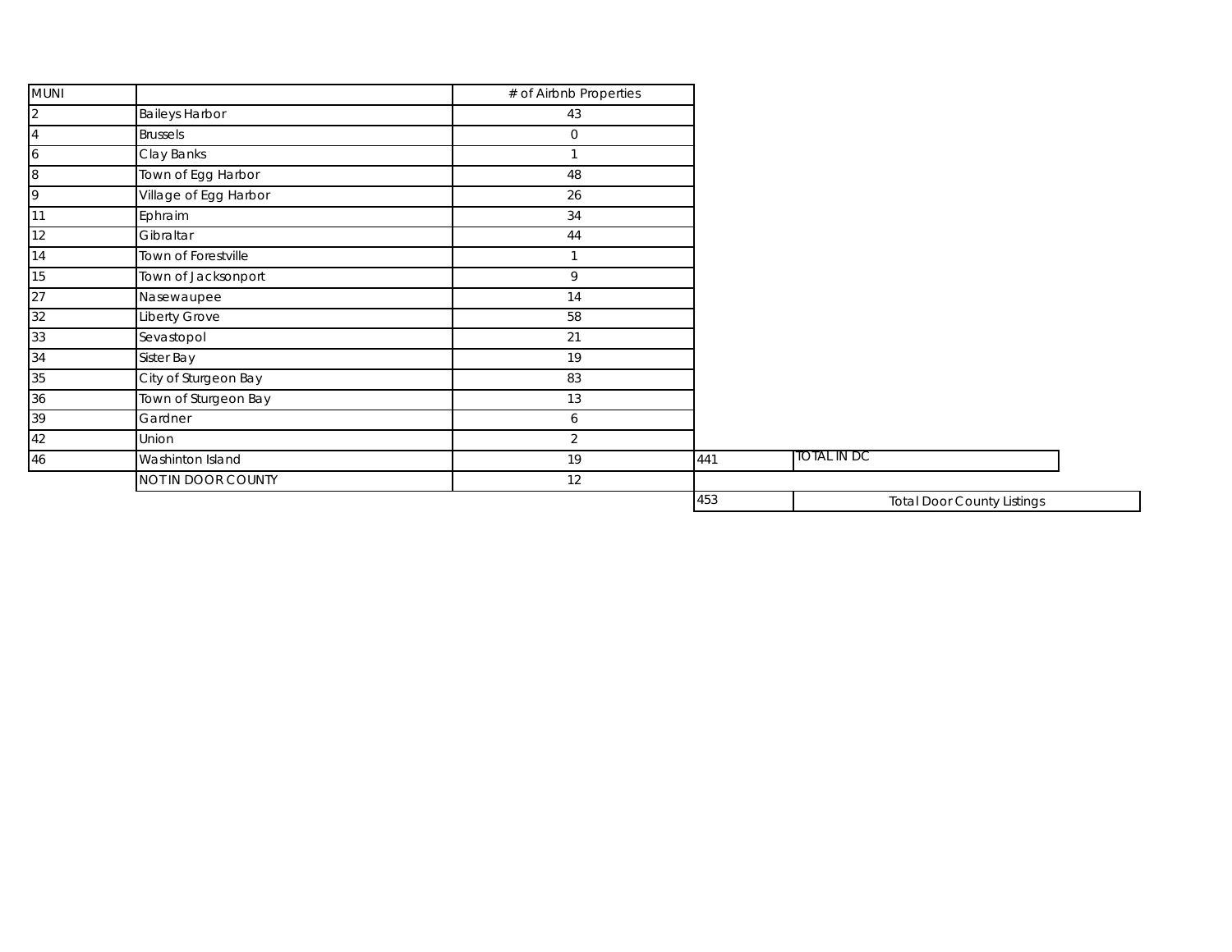| MUNI | | # of Airbnb Properties | | |
|---|---|---|---|---|
| 2 | Baileys Harbor | 43 | | |
| 4 | Brussels | 0 | | |
| 6 | Clay Banks | 1 | | |
| 8 | Town of Egg Harbor | 48 | | |
| 9 | Village of Egg Harbor | 26 | | |
| 11 | Ephraim | 34 | | |
| 12 | Gibraltar | 44 | | |
| 14 | Town of Forestville | 1 | | |
| 15 | Town of Jacksonport | 9 | | |
| 27 | Nasewaupee | 14 | | |
| 32 | Liberty Grove | 58 | | |
| 33 | Sevastopol | 21 | | |
| 34 | Sister Bay | 19 | | |
| 35 | City of Sturgeon Bay | 83 | | |
| 36 | Town of Sturgeon Bay | 13 | | |
| 39 | Gardner | 6 | | |
| 42 | Union | 2 | | |
| 46 | Washinton Island | 19 | 441 | TOTAL IN DC |
| | NOT IN DOOR COUNTY | 12 | | |
| | | | 453 | Total Door County Listings |